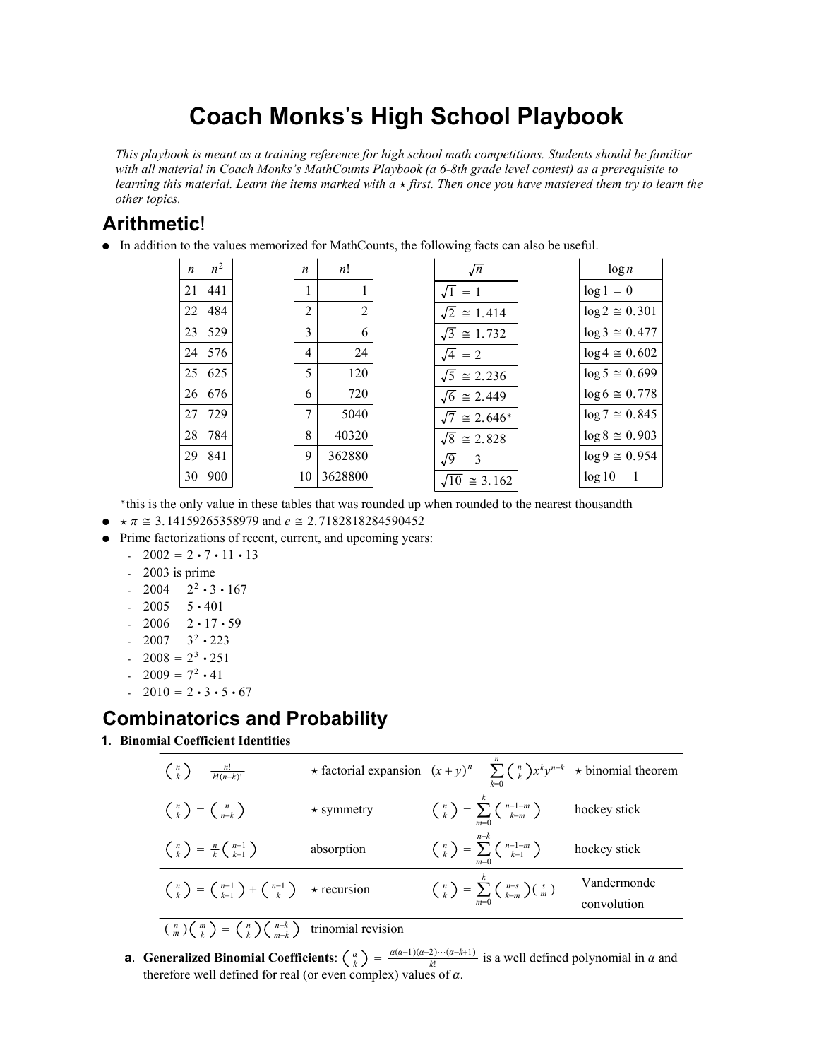# Coach Monks's High School Playbook

*This playbook is meant as a training reference for high school math competitions. Students should be familiar with all material in Coach Monks's MathCounts Playbook (a 6-8th grade level contest) as a prerequisite to learning this material. Learn the items marked with a ⋆ first. Then once you have mastered them try to learn the other topics.*

## Arithmetic!

- In addition to the values memorized for MathCounts, the following facts can also be useful.

| $n$ | $n^2$ |
|---|---|
| 21 | 441 |
| 22 | 484 |
| 23 | 529 |
| 24 | 576 |
| 25 | 625 |
| 26 | 676 |
| 27 | 729 |
| 28 | 784 |
| 29 | 841 |
| 30 | 900 |

| $n$ | $n!$ |
|---|---|
| 1 | 1 |
| 2 | 2 |
| 3 | 6 |
| 4 | 24 |
| 5 | 120 |
| 6 | 720 |
| 7 | 5040 |
| 8 | 40320 |
| 9 | 362880 |
| 10 | 3628800 |

| $\sqrt{n}$ |
|---|
| $\sqrt{1} = 1$ |
| $\sqrt{2} \cong 1.414$ |
| $\sqrt{3} \cong 1.732$ |
| $\sqrt{4} = 2$ |
| $\sqrt{5} \cong 2.236$ |
| $\sqrt{6} \cong 2.449$ |
| $\sqrt{7} \cong 2.646^*$ |
| $\sqrt{8} \cong 2.828$ |
| $\sqrt{9} = 3$ |
| $\sqrt{10} \cong 3.162$ |

| $\log n$ |
|---|
| $\log 1 = 0$ |
| $\log 2 \cong 0.301$ |
| $\log 3 \cong 0.477$ |
| $\log 4 \cong 0.602$ |
| $\log 5 \cong 0.699$ |
| $\log 6 \cong 0.778$ |
| $\log 7 \cong 0.845$ |
| $\log 8 \cong 0.903$ |
| $\log 9 \cong 0.954$ |
| $\log 10 = 1$ |

*this is the only value in these tables that was rounded up when rounded to the nearest thousandth

- ⋆ $\pi \cong 3.14159265358979$ and $e \cong 2.7182818284590452$
- Prime factorizations of recent, current, and upcoming years:
  - $2002 = 2 \cdot 7 \cdot 11 \cdot 13$
  - 2003 is prime
  - $2004 = 2^2 \cdot 3 \cdot 167$
  - $2005 = 5 \cdot 401$
  - $2006 = 2 \cdot 17 \cdot 59$
  - $2007 = 3^2 \cdot 223$
  - $2008 = 2^3 \cdot 251$
  - $2009 = 7^2 \cdot 41$
  - $2010 = 2 \cdot 3 \cdot 5 \cdot 67$

## Combinatorics and Probability

**1. Binomial Coefficient Identities**

| | | | |
|---|---|---|---|
| $\binom{n}{k} = \frac{n!}{k!(n-k)!}$ | ⋆ factorial expansion | $(x+y)^n = \sum_{k=0}^{n} \binom{n}{k} x^k y^{n-k}$ | ⋆ binomial theorem |
| $\binom{n}{k} = \binom{n}{n-k}$ | ⋆ symmetry | $\binom{n}{k} = \sum_{m=0}^{k} \binom{n-1-m}{k-m}$ | hockey stick |
| $\binom{n}{k} = \frac{n}{k}\binom{n-1}{k-1}$ | absorption | $\binom{n}{k} = \sum_{m=0}^{n-k} \binom{n-1-m}{k-1}$ | hockey stick |
| $\binom{n}{k} = \binom{n-1}{k-1} + \binom{n-1}{k}$ | ⋆ recursion | $\binom{n}{k} = \sum_{m=0}^{k} \binom{n-s}{k-m}\binom{s}{m}$ | Vandermonde convolution |
| $\binom{n}{m}\binom{m}{k} = \binom{n}{k}\binom{n-k}{m-k}$ | trinomial revision | | |

**a. Generalized Binomial Coefficients**: $\binom{\alpha}{k} = \frac{\alpha(\alpha-1)(\alpha-2)\cdots(\alpha-k+1)}{k!}$ is a well defined polynomial in $\alpha$ and therefore well defined for real (or even complex) values of $\alpha$.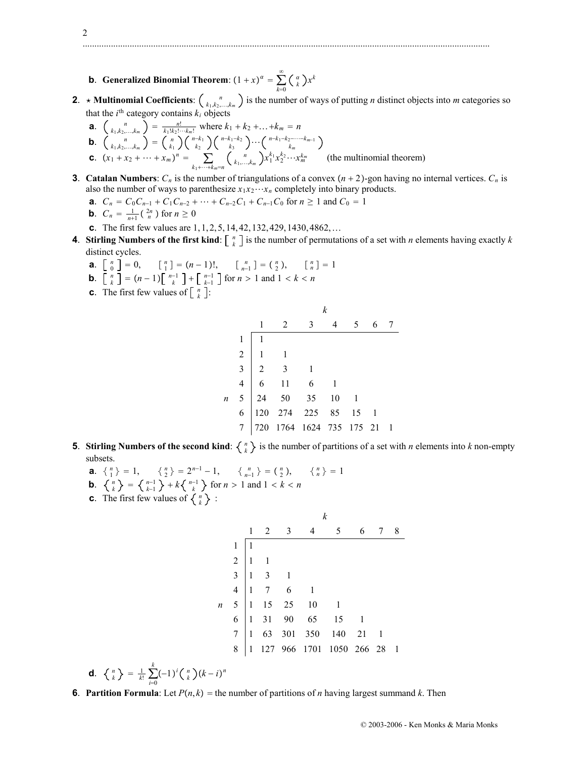**b**. **Generalized Binomial Theorem**: $(1+x)^\alpha = \sum_{k=0}^{\infty} \binom{\alpha}{k} x^k$

**2**. ⋆ **Multinomial Coefficients**: $\binom{n}{k_1,k_2,\ldots,k_m}$ is the number of ways of putting $n$ distinct objects into $m$ categories so that the $i^{\text{th}}$ category contains $k_i$ objects

- **a**. $\binom{n}{k_1,k_2,\ldots,k_m} = \frac{n!}{k_1!k_2!\cdots k_m!}$ where $k_1 + k_2 + \ldots + k_m = n$
- **b**. $\binom{n}{k_1,k_2,\ldots,k_m} = \binom{n}{k_1}\binom{n-k_1}{k_2}\binom{n-k_1-k_2}{k_3}\cdots\binom{n-k_1-k_2-\cdots-k_{m-1}}{k_m}$
- **c**. $(x_1 + x_2 + \cdots + x_m)^n = \sum_{k_1+\cdots+k_m=n} \binom{n}{k_1,\ldots,k_m} x_1^{k_1} x_2^{k_2} \cdots x_m^{k_m}$ (the multinomial theorem)

**3**. **Catalan Numbers**: $C_n$ is the number of triangulations of a convex $(n+2)$-gon having no internal vertices. $C_n$ is also the number of ways to parenthesize $x_1 x_2 \cdots x_n$ completely into binary products.

- **a**. $C_n = C_0 C_{n-1} + C_1 C_{n-2} + \cdots + C_{n-2} C_1 + C_{n-1} C_0$ for $n \geq 1$ and $C_0 = 1$
- **b**. $C_n = \frac{1}{n+1}\binom{2n}{n}$ for $n \geq 0$
- **c**. The first few values are $1, 1, 2, 5, 14, 42, 132, 429, 1430, 4862, \ldots$

**4**. **Stirling Numbers of the first kind**: $\left[ {n \atop k} \right]$ is the number of permutations of a set with $n$ elements having exactly $k$ distinct cycles.

- **a**. $\left[ {n \atop 0} \right] = 0$, $\left[ {n \atop 1} \right] = (n-1)!$, $\left[ {n \atop n-1} \right] = \binom{n}{2}$, $\left[ {n \atop n} \right] = 1$
- **b**. $\left[ {n \atop k} \right] = (n-1)\left[ {n-1 \atop k} \right] + \left[ {n-1 \atop k-1} \right]$ for $n > 1$ and $1 < k < n$
- **c**. The first few values of $\left[ {n \atop k} \right]$:

| $n \backslash k$ | 1 | 2 | 3 | 4 | 5 | 6 | 7 |
|---|---|---|---|---|---|---|---|
| 1 | 1 | | | | | | |
| 2 | 1 | 1 | | | | | |
| 3 | 2 | 3 | 1 | | | | |
| 4 | 6 | 11 | 6 | 1 | | | |
| 5 | 24 | 50 | 35 | 10 | 1 | | |
| 6 | 120 | 274 | 225 | 85 | 15 | 1 | |
| 7 | 720 | 1764 | 1624 | 735 | 175 | 21 | 1 |

**5**. **Stirling Numbers of the second kind**: $\left\{ {n \atop k} \right\}$ is the number of partitions of a set with $n$ elements into $k$ non-empty subsets.

- **a**. $\left\{ {n \atop 1} \right\} = 1$, $\left\{ {n \atop 2} \right\} = 2^{n-1} - 1$, $\left\{ {n \atop n-1} \right\} = \binom{n}{2}$, $\left\{ {n \atop n} \right\} = 1$
- **b**. $\left\{ {n \atop k} \right\} = \left\{ {n-1 \atop k-1} \right\} + k\left\{ {n-1 \atop k} \right\}$ for $n > 1$ and $1 < k < n$
- **c**. The first few values of $\left\{ {n \atop k} \right\}$ :

| $n \backslash k$ | 1 | 2 | 3 | 4 | 5 | 6 | 7 | 8 |
|---|---|---|---|---|---|---|---|---|
| 1 | 1 | | | | | | | |
| 2 | 1 | 1 | | | | | | |
| 3 | 1 | 3 | 1 | | | | | |
| 4 | 1 | 7 | 6 | 1 | | | | |
| 5 | 1 | 15 | 25 | 10 | 1 | | | |
| 6 | 1 | 31 | 90 | 65 | 15 | 1 | | |
| 7 | 1 | 63 | 301 | 350 | 140 | 21 | 1 | |
| 8 | 1 | 127 | 966 | 1701 | 1050 | 266 | 28 | 1 |

- **d**. $\left\{ {n \atop k} \right\} = \frac{1}{k!}\sum_{i=0}^{k} (-1)^i \binom{n}{k} (k-i)^n$

**6**. **Partition Formula**: Let $P(n,k)$ = the number of partitions of $n$ having largest summand $k$. Then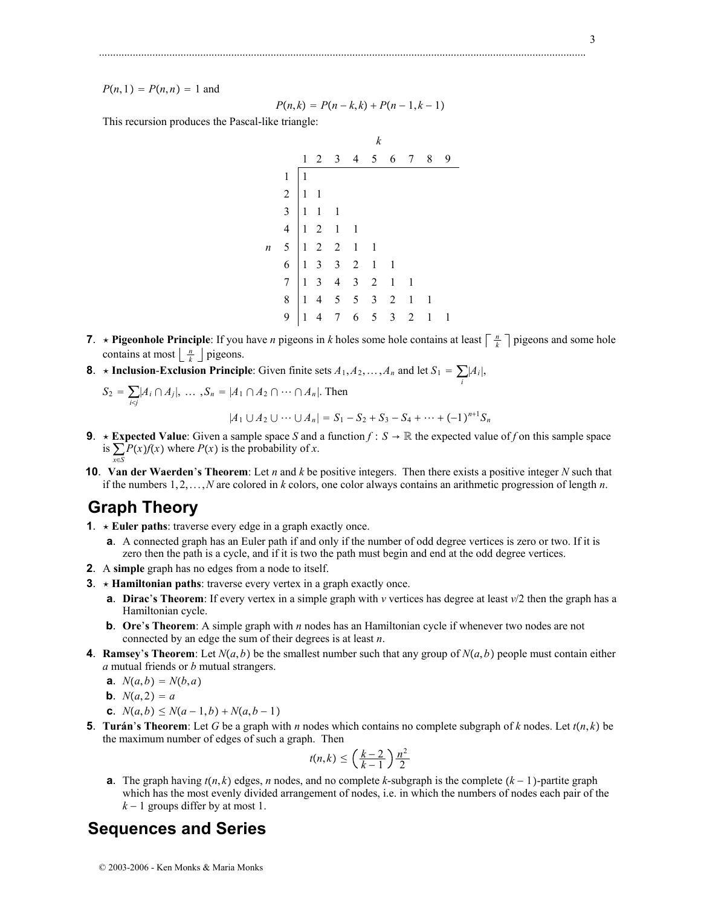$P(n,1) = P(n,n) = 1$ and

$$P(n,k) = P(n-k,k) + P(n-1,k-1)$$

This recursion produces the Pascal-like triangle:

| $n$ \ $k$ | 1 | 2 | 3 | 4 | 5 | 6 | 7 | 8 | 9 |
|---|---|---|---|---|---|---|---|---|---|
| 1 | 1 | | | | | | | | |
| 2 | 1 | 1 | | | | | | | |
| 3 | 1 | 1 | 1 | | | | | | |
| 4 | 1 | 2 | 1 | 1 | | | | | |
| 5 | 1 | 2 | 2 | 1 | 1 | | | | |
| 6 | 1 | 3 | 3 | 2 | 1 | 1 | | | |
| 7 | 1 | 3 | 4 | 3 | 2 | 1 | 1 | | |
| 8 | 1 | 4 | 5 | 5 | 3 | 2 | 1 | 1 | |
| 9 | 1 | 4 | 7 | 6 | 5 | 3 | 2 | 1 | 1 |

**7**. ⋆ **Pigeonhole Principle**: If you have $n$ pigeons in $k$ holes some hole contains at least $\lceil \frac{n}{k} \rceil$ pigeons and some hole contains at most $\lfloor \frac{n}{k} \rfloor$ pigeons.

**8**. ⋆ **Inclusion-Exclusion Principle**: Given finite sets $A_1, A_2, \ldots, A_n$ and let $S_1 = \sum_i |A_i|$, $S_2 = \sum_{i<j} |A_i \cap A_j|, \ldots, S_n = |A_1 \cap A_2 \cap \cdots \cap A_n|$. Then

$$|A_1 \cup A_2 \cup \cdots \cup A_n| = S_1 - S_2 + S_3 - S_4 + \cdots + (-1)^{n+1} S_n$$

**9**. ⋆ **Expected Value**: Given a sample space $S$ and a function $f : S \to \mathbb{R}$ the expected value of $f$ on this sample space is $\sum_{x \in S} P(x) f(x)$ where $P(x)$ is the probability of $x$.

**10**. **Van der Waerden's Theorem**: Let $n$ and $k$ be positive integers. Then there exists a positive integer $N$ such that if the numbers $1, 2, \ldots, N$ are colored in $k$ colors, one color always contains an arithmetic progression of length $n$.

## Graph Theory

**1**. ⋆ **Euler paths**: traverse every edge in a graph exactly once.

- **a**. A connected graph has an Euler path if and only if the number of odd degree vertices is zero or two. If it is zero then the path is a cycle, and if it is two the path must begin and end at the odd degree vertices.

**2**. A **simple** graph has no edges from a node to itself.

**3**. ⋆ **Hamiltonian paths**: traverse every vertex in a graph exactly once.

- **a**. **Dirac's Theorem**: If every vertex in a simple graph with $v$ vertices has degree at least $v/2$ then the graph has a Hamiltonian cycle.
- **b**. **Ore's Theorem**: A simple graph with $n$ nodes has an Hamiltonian cycle if whenever two nodes are not connected by an edge the sum of their degrees is at least $n$.

**4**. **Ramsey's Theorem**: Let $N(a,b)$ be the smallest number such that any group of $N(a,b)$ people must contain either $a$ mutual friends or $b$ mutual strangers.

- **a**. $N(a,b) = N(b,a)$
- **b**. $N(a,2) = a$
- **c**. $N(a,b) \leq N(a-1,b) + N(a,b-1)$

**5**. **Turán's Theorem**: Let $G$ be a graph with $n$ nodes which contains no complete subgraph of $k$ nodes. Let $t(n,k)$ be the maximum number of edges of such a graph. Then

$$t(n,k) \leq \left(\frac{k-2}{k-1}\right)\frac{n^2}{2}$$

- **a**. The graph having $t(n,k)$ edges, $n$ nodes, and no complete $k$-subgraph is the complete $(k-1)$-partite graph which has the most evenly divided arrangement of nodes, i.e. in which the numbers of nodes each pair of the $k-1$ groups differ by at most 1.

## Sequences and Series

© 2003-2006 - Ken Monks & Maria Monks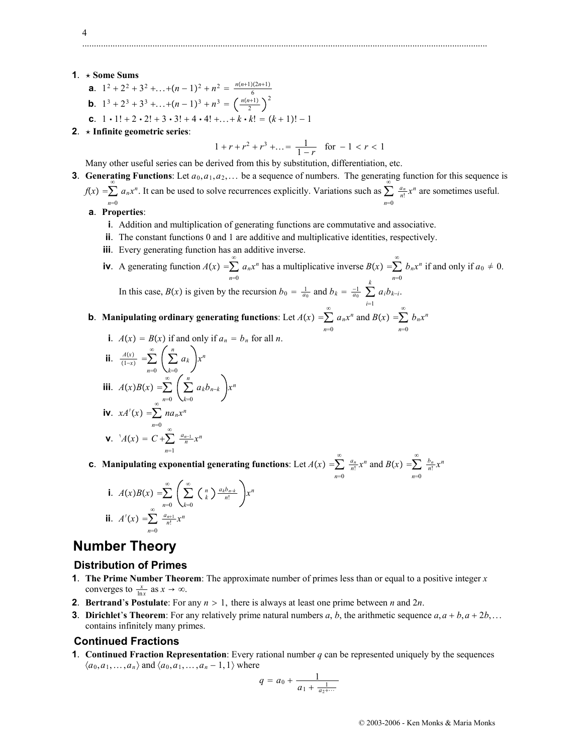1. ⋆ **Some Sums**
   a. $1^2 + 2^2 + 3^2 + \ldots + (n-1)^2 + n^2 = \frac{n(n+1)(2n+1)}{6}$
   b. $1^3 + 2^3 + 3^3 + \ldots + (n-1)^3 + n^3 = \left(\frac{n(n+1)}{2}\right)^2$
   c. $1 \cdot 1! + 2 \cdot 2! + 3 \cdot 3! + 4 \cdot 4! + \ldots + k \cdot k! = (k+1)! - 1$
2. ⋆ **Infinite geometric series**:

$$1 + r + r^2 + r^3 + \ldots = \frac{1}{1-r} \quad \text{for } -1 < r < 1$$

   Many other useful series can be derived from this by substitution, differentiation, etc.
3. **Generating Functions**: Let $a_0, a_1, a_2, \ldots$ be a sequence of numbers. The generating function for this sequence is $f(x) = \sum_{n=0}^{\infty} a_n x^n$. It can be used to solve recurrences explicitly. Variations such as $\sum_{n=0}^{\infty} \frac{a_n}{n!} x^n$ are sometimes useful.
   a. **Properties**:
      i. Addition and multiplication of generating functions are commutative and associative.
      ii. The constant functions 0 and 1 are additive and multiplicative identities, respectively.
      iii. Every generating function has an additive inverse.
      iv. A generating function $A(x) = \sum_{n=0}^{\infty} a_n x^n$ has a multiplicative inverse $B(x) = \sum_{n=0}^{\infty} b_n x^n$ if and only if $a_0 \neq 0$.
      In this case, $B(x)$ is given by the recursion $b_0 = \frac{1}{a_0}$ and $b_k = \frac{-1}{a_0} \sum_{i=1}^{k} a_i b_{k-i}$.
   b. **Manipulating ordinary generating functions**: Let $A(x) = \sum_{n=0}^{\infty} a_n x^n$ and $B(x) = \sum_{n=0}^{\infty} b_n x^n$
      i. $A(x) = B(x)$ if and only if $a_n = b_n$ for all $n$.
      ii. $\frac{A(x)}{(1-x)} = \sum_{n=0}^{\infty} \left( \sum_{k=0}^{n} a_k \right) x^n$
      iii. $A(x)B(x) = \sum_{n=0}^{\infty} \left( \sum_{k=0}^{n} a_k b_{n-k} \right) x^n$
      iv. $xA'(x) = \sum_{n=0}^{\infty} n a_n x^n$
      v. $`A(x) = C + \sum_{n=1}^{\infty} \frac{a_{n-1}}{n} x^n$
   c. **Manipulating exponential generating functions**: Let $A(x) = \sum_{n=0}^{\infty} \frac{a_n}{n!} x^n$ and $B(x) = \sum_{n=0}^{\infty} \frac{b_n}{n!} x^n$
      i. $A(x)B(x) = \sum_{n=0}^{\infty} \left( \sum_{k=0}^{\infty} \binom{n}{k} \frac{a_k b_{n-k}}{n!} \right) x^n$
      ii. $A'(x) = \sum_{n=0}^{\infty} \frac{a_{n+1}}{n!} x^n$

# Number Theory

## Distribution of Primes

1. **The Prime Number Theorem**: The approximate number of primes less than or equal to a positive integer $x$ converges to $\frac{x}{\ln x}$ as $x \to \infty$.
2. **Bertrand's Postulate**: For any $n > 1$, there is always at least one prime between $n$ and $2n$.
3. **Dirichlet's Theorem**: For any relatively prime natural numbers $a$, $b$, the arithmetic sequence $a, a+b, a+2b, \ldots$ contains infinitely many primes.

## Continued Fractions

1. **Continued Fraction Representation**: Every rational number $q$ can be represented uniquely by the sequences $\langle a_0, a_1, \ldots, a_n \rangle$ and $\langle a_0, a_1, \ldots, a_n - 1, 1 \rangle$ where

$$q = a_0 + \cfrac{1}{a_1 + \frac{1}{a_2 + \cdots}}$$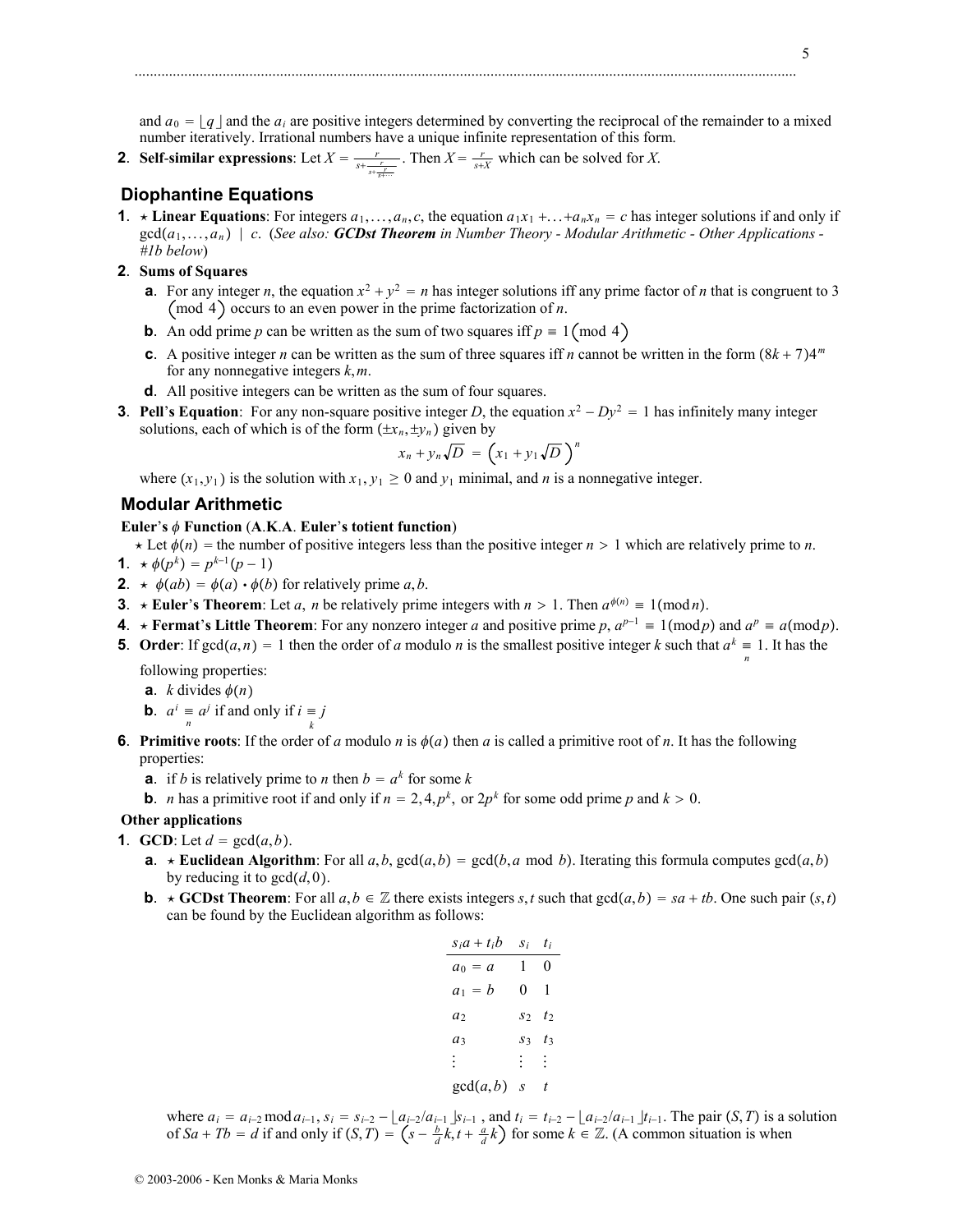and $a_0 = \lfloor q \rfloor$ and the $a_i$ are positive integers determined by converting the reciprocal of the remainder to a mixed number iteratively. Irrational numbers have a unique infinite representation of this form.

**2**. **Self-similar expressions**: Let $X = \frac{r}{s+\frac{r}{s+\frac{r}{s+\cdots}}}$. Then $X = \frac{r}{s+X}$ which can be solved for $X$.

## Diophantine Equations

**1**. ⋆ **Linear Equations**: For integers $a_1, \ldots, a_n, c$, the equation $a_1x_1 + \ldots + a_nx_n = c$ has integer solutions if and only if $\gcd(a_1, \ldots, a_n) \mid c$. (*See also:* ***GCDst Theorem*** *in Number Theory - Modular Arithmetic - Other Applications - #1b below*)

**2**. **Sums of Squares**

- **a**. For any integer $n$, the equation $x^2 + y^2 = n$ has integer solutions iff any prime factor of $n$ that is congruent to 3 $\pmod 4$ occurs to an even power in the prime factorization of $n$.
- **b**. An odd prime $p$ can be written as the sum of two squares iff $p \equiv 1 \pmod 4$
- **c**. A positive integer $n$ can be written as the sum of three squares iff $n$ cannot be written in the form $(8k+7)4^m$ for any nonnegative integers $k, m$.
- **d**. All positive integers can be written as the sum of four squares.

**3**. **Pell's Equation**: For any non-square positive integer $D$, the equation $x^2 - Dy^2 = 1$ has infinitely many integer solutions, each of which is of the form $(\pm x_n, \pm y_n)$ given by

$$x_n + y_n\sqrt{D} = \left(x_1 + y_1\sqrt{D}\right)^n$$

where $(x_1, y_1)$ is the solution with $x_1, y_1 \geq 0$ and $y_1$ minimal, and $n$ is a nonnegative integer.

## Modular Arithmetic

**Euler's $\phi$ Function** (**A.K.A. Euler's totient function**)

⋆ Let $\phi(n)$ = the number of positive integers less than the positive integer $n > 1$ which are relatively prime to $n$.

**1**. ⋆ $\phi(p^k) = p^{k-1}(p-1)$

**2**. ⋆ $\phi(ab) = \phi(a) \cdot \phi(b)$ for relatively prime $a, b$.

**3**. ⋆ **Euler's Theorem**: Let $a$, $n$ be relatively prime integers with $n > 1$. Then $a^{\phi(n)} \equiv 1 \pmod n$.

**4**. ⋆ **Fermat's Little Theorem**: For any nonzero integer $a$ and positive prime $p$, $a^{p-1} \equiv 1 \pmod p$ and $a^p \equiv a \pmod p$.

**5**. **Order**: If $\gcd(a, n) = 1$ then the order of $a$ modulo $n$ is the smallest positive integer $k$ such that $a^k \underset{n}{\equiv} 1$. It has the following properties:

- **a**. $k$ divides $\phi(n)$
- **b**. $a^i \underset{n}{\equiv} a^j$ if and only if $i \underset{k}{\equiv} j$

**6**. **Primitive roots**: If the order of $a$ modulo $n$ is $\phi(a)$ then $a$ is called a primitive root of $n$. It has the following properties:

- **a**. if $b$ is relatively prime to $n$ then $b = a^k$ for some $k$
- **b**. $n$ has a primitive root if and only if $n = 2, 4, p^k$, or $2p^k$ for some odd prime $p$ and $k > 0$.

**Other applications**

**1**. **GCD**: Let $d = \gcd(a, b)$.

- **a**. ⋆ **Euclidean Algorithm**: For all $a, b$, $\gcd(a, b) = \gcd(b, a \bmod b)$. Iterating this formula computes $\gcd(a, b)$ by reducing it to $\gcd(d, 0)$.
- **b**. ⋆ **GCDst Theorem**: For all $a, b \in \mathbb{Z}$ there exists integers $s, t$ such that $\gcd(a, b) = sa + tb$. One such pair $(s, t)$ can be found by the Euclidean algorithm as follows:

| $s_ia + t_ib$ | $s_i$ | $t_i$ |
|---|---|---|
| $a_0 = a$ | 1 | 0 |
| $a_1 = b$ | 0 | 1 |
| $a_2$ | $s_2$ | $t_2$ |
| $a_3$ | $s_3$ | $t_3$ |
| $\vdots$ | $\vdots$ | $\vdots$ |
| $\gcd(a, b)$ | $s$ | $t$ |

where $a_i = a_{i-2} \bmod a_{i-1}$, $s_i = s_{i-2} - \lfloor a_{i-2}/a_{i-1} \rfloor s_{i-1}$, and $t_i = t_{i-2} - \lfloor a_{i-2}/a_{i-1} \rfloor t_{i-1}$. The pair $(S, T)$ is a solution of $Sa + Tb = d$ if and only if $(S, T) = \left(s - \frac{b}{d}k, t + \frac{a}{d}k\right)$ for some $k \in \mathbb{Z}$. (A common situation is when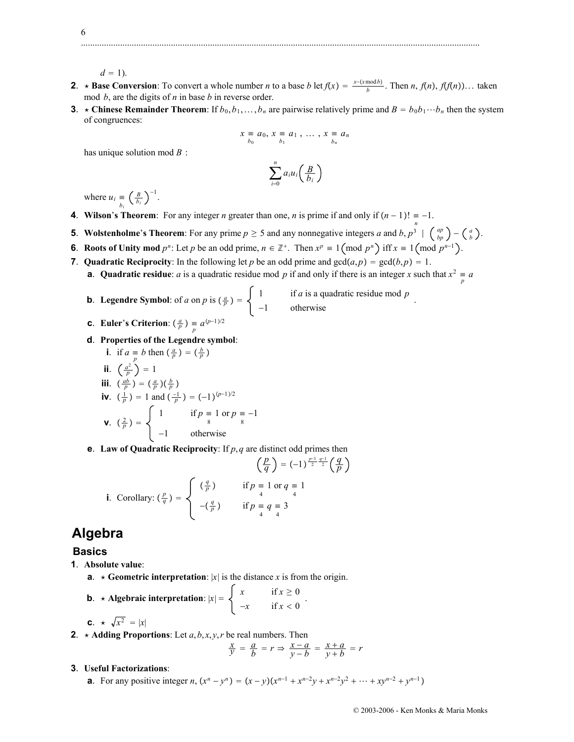$d = 1$).

2. ⋆ **Base Conversion**: To convert a whole number $n$ to a base $b$ let $f(x) = \frac{x-(x \bmod b)}{b}$. Then $n$, $f(n)$, $f(f(n))\ldots$ taken mod $b$, are the digits of $n$ in base $b$ in reverse order.

3. ⋆ **Chinese Remainder Theorem**: If $b_0, b_1, \ldots, b_n$ are pairwise relatively prime and $B = b_0 b_1 \cdots b_n$ then the system of congruences:
$$x \underset{b_0}{\equiv} a_0,\ x \underset{b_1}{\equiv} a_1,\ \ldots,\ x \underset{b_n}{\equiv} a_n$$
has unique solution mod $B$ :
$$\sum_{i=0}^{n} a_i u_i \left(\frac{B}{b_i}\right)$$
where $u_i \underset{b_i}{\equiv} \left(\frac{B}{b_i}\right)^{-1}$.

4. **Wilson's Theorem**: For any integer $n$ greater than one, $n$ is prime if and only if $(n-1)! \underset{n}{\equiv} -1$.

5. **Wolstenholme's Theorem**: For any prime $p \geq 5$ and any nonnegative integers $a$ and $b$, $p^3 \mid \binom{ap}{bp} - \binom{a}{b}$.

6. **Roots of Unity mod $p^n$**: Let $p$ be an odd prime, $n \in \mathbb{Z}^+$. Then $x^p \equiv 1 \left(\text{mod } p^n\right)$ iff $x \equiv 1 \left(\text{mod } p^{n-1}\right)$.

7. **Quadratic Reciprocity**: In the following let $p$ be an odd prime and $\gcd(a,p) = \gcd(b,p) = 1$.
   a. **Quadratic residue**: $a$ is a quadratic residue mod $p$ if and only if there is an integer $x$ such that $x^2 \underset{p}{\equiv} a$
   b. **Legendre Symbol**: of $a$ on $p$ is $\left(\frac{a}{p}\right) = \begin{cases} 1 & \text{if } a \text{ is a quadratic residue mod } p \\ -1 & \text{otherwise} \end{cases}$.
   c. **Euler's Criterion**: $\left(\frac{a}{p}\right) \underset{p}{\equiv} a^{(p-1)/2}$
   d. **Properties of the Legendre symbol**:
      i. if $a \underset{p}{\equiv} b$ then $\left(\frac{a}{p}\right) = \left(\frac{b}{p}\right)$
      ii. $\left(\frac{a^2}{p}\right) = 1$
      iii. $\left(\frac{ab}{p}\right) = \left(\frac{a}{p}\right)\left(\frac{b}{p}\right)$
      iv. $\left(\frac{1}{p}\right) = 1$ and $\left(\frac{-1}{p}\right) = (-1)^{(p-1)/2}$
      v. $\left(\frac{2}{p}\right) = \begin{cases} 1 & \text{if } p \underset{8}{\equiv} 1 \text{ or } p \underset{8}{\equiv} -1 \\ -1 & \text{otherwise} \end{cases}$
   e. **Law of Quadratic Reciprocity**: If $p, q$ are distinct odd primes then
$$\left(\frac{p}{q}\right) = (-1)^{\frac{p-1}{2}\frac{q-1}{2}}\left(\frac{q}{p}\right)$$
      i. Corollary: $\left(\frac{p}{q}\right) = \begin{cases} \left(\frac{q}{p}\right) & \text{if } p \underset{4}{\equiv} 1 \text{ or } q \underset{4}{\equiv} 1 \\ -\left(\frac{q}{p}\right) & \text{if } p \underset{4}{\equiv} q \underset{4}{\equiv} 3 \end{cases}$

# Algebra

## Basics

1. **Absolute value**:
   a. ⋆ **Geometric interpretation**: $|x|$ is the distance $x$ is from the origin.
   b. ⋆ **Algebraic interpretation**: $|x| = \begin{cases} x & \text{if } x \geq 0 \\ -x & \text{if } x < 0 \end{cases}$.
   c. ⋆ $\sqrt{x^2} = |x|$

2. ⋆ **Adding Proportions**: Let $a, b, x, y, r$ be real numbers. Then
$$\frac{x}{y} = \frac{a}{b} = r \Rightarrow \frac{x-a}{y-b} = \frac{x+a}{y+b} = r$$

3. **Useful Factorizations**:
   a. For any positive integer $n$, $(x^n - y^n) = (x-y)(x^{n-1} + x^{n-2}y + x^{n-2}y^2 + \cdots + xy^{n-2} + y^{n-1})$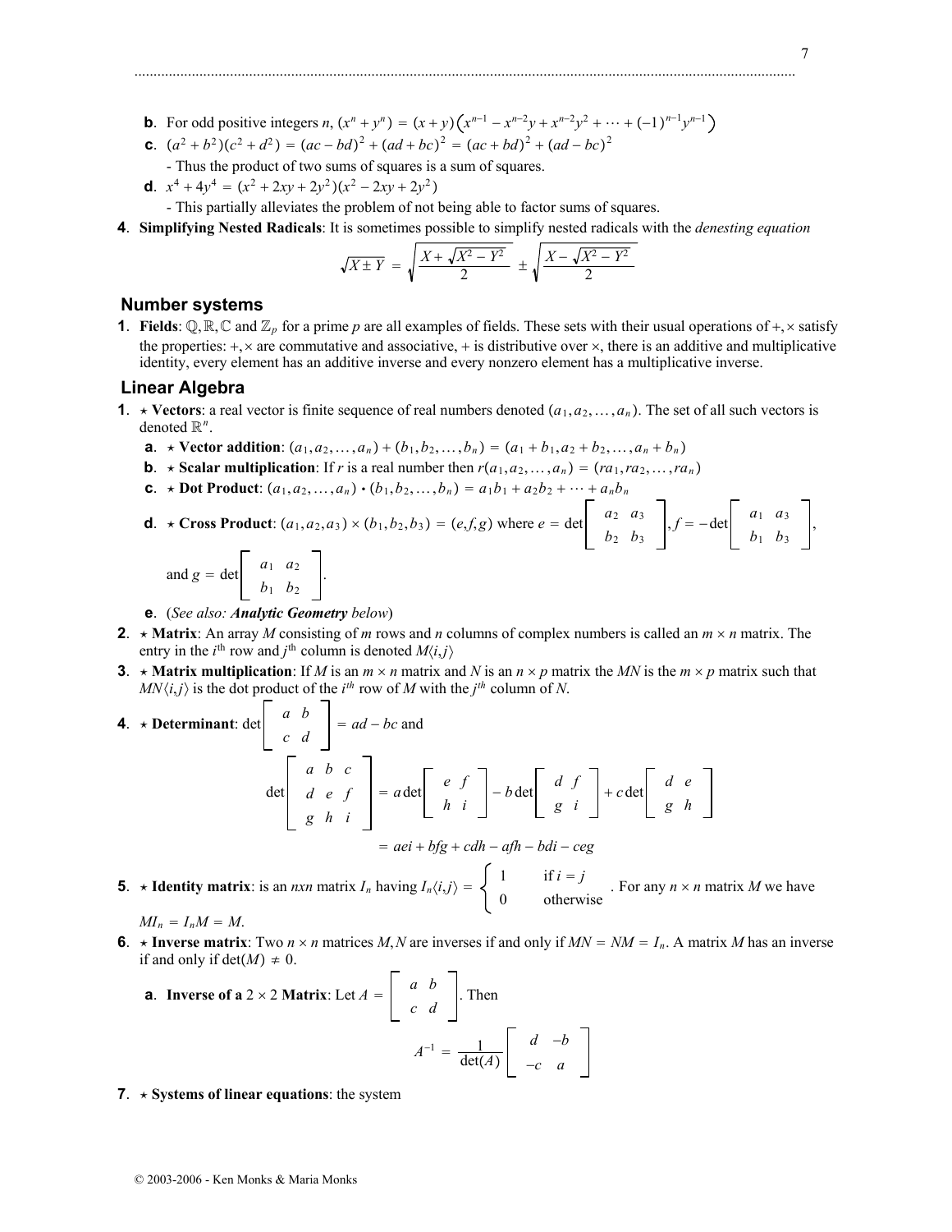**b**. For odd positive integers $n$, $(x^n + y^n) = (x+y)\left(x^{n-1} - x^{n-2}y + x^{n-2}y^2 + \cdots + (-1)^{n-1}y^{n-1}\right)$

**c**. $(a^2+b^2)(c^2+d^2) = (ac-bd)^2 + (ad+bc)^2 = (ac+bd)^2 + (ad-bc)^2$

- Thus the product of two sums of squares is a sum of squares.

**d**. $x^4 + 4y^4 = (x^2+2xy+2y^2)(x^2-2xy+2y^2)$

- This partially alleviates the problem of not being able to factor sums of squares.

**4**. **Simplifying Nested Radicals**: It is sometimes possible to simplify nested radicals with the *denesting equation*

$$\sqrt{X \pm Y} = \sqrt{\frac{X + \sqrt{X^2 - Y^2}}{2}} \pm \sqrt{\frac{X - \sqrt{X^2 - Y^2}}{2}}$$

## Number systems

**1**. **Fields**: $\mathbb{Q}, \mathbb{R}, \mathbb{C}$ and $\mathbb{Z}_p$ for a prime $p$ are all examples of fields. These sets with their usual operations of $+, \times$ satisfy the properties: $+, \times$ are commutative and associative, $+$ is distributive over $\times$, there is an additive and multiplicative identity, every element has an additive inverse and every nonzero element has a multiplicative inverse.

## Linear Algebra

**1**. $\star$ **Vectors**: a real vector is finite sequence of real numbers denoted $(a_1, a_2, \ldots, a_n)$. The set of all such vectors is denoted $\mathbb{R}^n$.

**a**. $\star$ **Vector addition**: $(a_1, a_2, \ldots, a_n) + (b_1, b_2, \ldots, b_n) = (a_1 + b_1, a_2 + b_2, \ldots, a_n + b_n)$

**b**. $\star$ **Scalar multiplication**: If $r$ is a real number then $r(a_1, a_2, \ldots, a_n) = (ra_1, ra_2, \ldots, ra_n)$

**c**. $\star$ **Dot Product**: $(a_1, a_2, \ldots, a_n) \bullet (b_1, b_2, \ldots, b_n) = a_1b_1 + a_2b_2 + \cdots + a_nb_n$

**d**. $\star$ **Cross Product**: $(a_1, a_2, a_3) \times (b_1, b_2, b_3) = (e,f,g)$ where $e = \det\begin{bmatrix} a_2 & a_3 \\ b_2 & b_3 \end{bmatrix}$, $f = -\det\begin{bmatrix} a_1 & a_3 \\ b_1 & b_3 \end{bmatrix}$, and $g = \det\begin{bmatrix} a_1 & a_2 \\ b_1 & b_2 \end{bmatrix}$.

**e**. (*See also: **Analytic Geometry** below*)

**2**. $\star$ **Matrix**: An array $M$ consisting of $m$ rows and $n$ columns of complex numbers is called an $m \times n$ matrix. The entry in the $i^{\text{th}}$ row and $j^{\text{th}}$ column is denoted $M\langle i,j\rangle$

**3**. $\star$ **Matrix multiplication**: If $M$ is an $m \times n$ matrix and $N$ is an $n \times p$ matrix the $MN$ is the $m \times p$ matrix such that $MN\langle i,j\rangle$ is the dot product of the $i^{th}$ row of $M$ with the $j^{th}$ column of $N$.

**4**. $\star$ **Determinant**: $\det\begin{bmatrix} a & b \\ c & d \end{bmatrix} = ad - bc$ and

$$\det\begin{bmatrix} a & b & c \\ d & e & f \\ g & h & i \end{bmatrix} = a\det\begin{bmatrix} e & f \\ h & i \end{bmatrix} - b\det\begin{bmatrix} d & f \\ g & i \end{bmatrix} + c\det\begin{bmatrix} d & e \\ g & h \end{bmatrix}$$

$$= aei + bfg + cdh - afh - bdi - ceg$$

**5**. $\star$ **Identity matrix**: is an $nxn$ matrix $I_n$ having $I_n\langle i,j\rangle = \begin{cases} 1 & \text{if } i = j \\ 0 & \text{otherwise} \end{cases}$. For any $n \times n$ matrix $M$ we have $MI_n = I_nM = M$.

**6**. $\star$ **Inverse matrix**: Two $n \times n$ matrices $M, N$ are inverses if and only if $MN = NM = I_n$. A matrix $M$ has an inverse if and only if $\det(M) \neq 0$.

**a**. **Inverse of a** $2 \times 2$ **Matrix**: Let $A = \begin{bmatrix} a & b \\ c & d \end{bmatrix}$. Then

$$A^{-1} = \frac{1}{\det(A)}\begin{bmatrix} d & -b \\ -c & a \end{bmatrix}$$

**7**. $\star$ **Systems of linear equations**: the system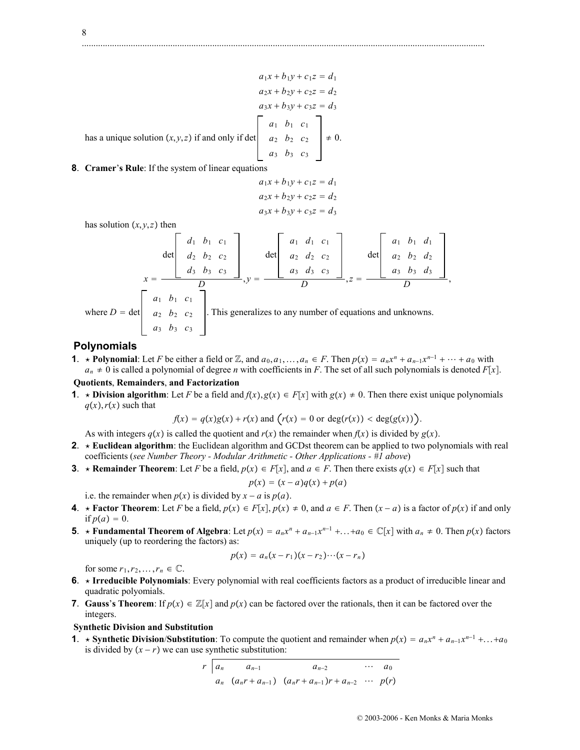$$a_1x + b_1y + c_1z = d_1$$
$$a_2x + b_2y + c_2z = d_2$$
$$a_3x + b_3y + c_3z = d_3$$

has a unique solution $(x,y,z)$ if and only if $\det\begin{bmatrix} a_1 & b_1 & c_1 \\ a_2 & b_2 & c_2 \\ a_3 & b_3 & c_3 \end{bmatrix} \neq 0$.

**8**. **Cramer's Rule**: If the system of linear equations

$$a_1x + b_1y + c_1z = d_1$$
$$a_2x + b_2y + c_2z = d_2$$
$$a_3x + b_3y + c_3z = d_3$$

has solution $(x,y,z)$ then

$$x = \frac{\det\begin{bmatrix} d_1 & b_1 & c_1 \\ d_2 & b_2 & c_2 \\ d_3 & b_3 & c_3 \end{bmatrix}}{D}, y = \frac{\det\begin{bmatrix} a_1 & d_1 & c_1 \\ a_2 & d_2 & c_2 \\ a_3 & d_3 & c_3 \end{bmatrix}}{D}, z = \frac{\det\begin{bmatrix} a_1 & b_1 & d_1 \\ a_2 & b_2 & d_2 \\ a_3 & b_3 & d_3 \end{bmatrix}}{D},$$

where $D = \det\begin{bmatrix} a_1 & b_1 & c_1 \\ a_2 & b_2 & c_2 \\ a_3 & b_3 & c_3 \end{bmatrix}$. This generalizes to any number of equations and unknowns.

## Polynomials

**1**. ⋆ **Polynomial**: Let $F$ be either a field or $\mathbb{Z}$, and $a_0, a_1, \ldots, a_n \in F$. Then $p(x) = a_nx^n + a_{n-1}x^{n-1} + \cdots + a_0$ with $a_n \neq 0$ is called a polynomial of degree $n$ with coefficients in $F$. The set of all such polynomials is denoted $F[x]$.

### Quotients, Remainders, and Factorization

**1**. ⋆ **Division algorithm**: Let $F$ be a field and $f(x), g(x) \in F[x]$ with $g(x) \neq 0$. Then there exist unique polynomials $q(x), r(x)$ such that

$$f(x) = q(x)g(x) + r(x) \text{ and } \big(r(x) = 0 \text{ or } \deg(r(x)) < \deg(g(x))\big).$$

As with integers $q(x)$ is called the quotient and $r(x)$ the remainder when $f(x)$ is divided by $g(x)$.

**2**. ⋆ **Euclidean algorithm**: the Euclidean algorithm and GCDst theorem can be applied to two polynomials with real coefficients (*see Number Theory - Modular Arithmetic - Other Applications - #1 above*)

**3**. ⋆ **Remainder Theorem**: Let $F$ be a field, $p(x) \in F[x]$, and $a \in F$. Then there exists $q(x) \in F[x]$ such that

$$p(x) = (x-a)q(x) + p(a)$$

i.e. the remainder when $p(x)$ is divided by $x - a$ is $p(a)$.

**4**. ⋆ **Factor Theorem**: Let $F$ be a field, $p(x) \in F[x]$, $p(x) \neq 0$, and $a \in F$. Then $(x-a)$ is a factor of $p(x)$ if and only if $p(a) = 0$.

**5**. ⋆ **Fundamental Theorem of Algebra**: Let $p(x) = a_nx^n + a_{n-1}x^{n-1} + \ldots + a_0 \in \mathbb{C}[x]$ with $a_n \neq 0$. Then $p(x)$ factors uniquely (up to reordering the factors) as:

$$p(x) = a_n(x-r_1)(x-r_2)\cdots(x-r_n)$$

for some $r_1, r_2, \ldots, r_n \in \mathbb{C}$.

**6**. ⋆ **Irreducible Polynomials**: Every polynomial with real coefficients factors as a product of irreducible linear and quadratic polyomials.

**7**. **Gauss's Theorem**: If $p(x) \in \mathbb{Z}[x]$ and $p(x)$ can be factored over the rationals, then it can be factored over the integers.

### Synthetic Division and Substitution

**1**. ⋆ **Synthetic Division/Substitution**: To compute the quotient and remainder when $p(x) = a_nx^n + a_{n-1}x^{n-1} + \ldots + a_0$ is divided by $(x-r)$ we can use synthetic substitution:

$$\begin{array}{c|ccccc} r & a_n & a_{n-1} & a_{n-2} & \cdots & a_0 \\ & a_n & (a_nr + a_{n-1}) & (a_nr + a_{n-1})r + a_{n-2} & \cdots & p(r) \end{array}$$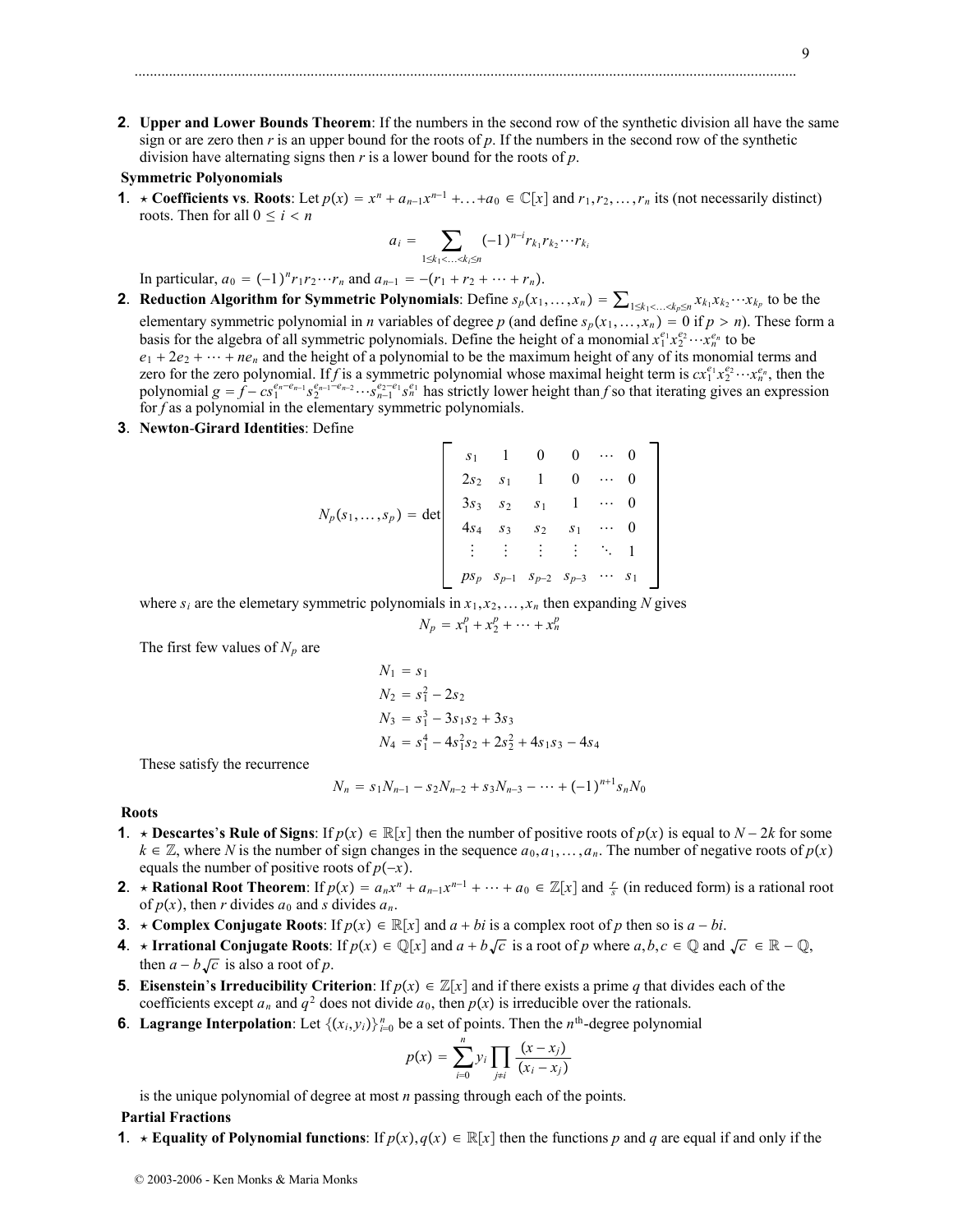2. **Upper and Lower Bounds Theorem**: If the numbers in the second row of the synthetic division all have the same sign or are zero then $r$ is an upper bound for the roots of $p$. If the numbers in the second row of the synthetic division have alternating signs then $r$ is a lower bound for the roots of $p$.

**Symmetric Polyonomials**

1. ⋆ **Coefficients vs. Roots**: Let $p(x) = x^n + a_{n-1}x^{n-1} + \ldots + a_0 \in \mathbb{C}[x]$ and $r_1, r_2, \ldots, r_n$ its (not necessarily distinct) roots. Then for all $0 \le i < n$

$$a_i = \sum_{1 \le k_1 < \ldots < k_i \le n} (-1)^{n-i} r_{k_1} r_{k_2} \cdots r_{k_i}$$

In particular, $a_0 = (-1)^n r_1 r_2 \cdots r_n$ and $a_{n-1} = -(r_1 + r_2 + \cdots + r_n)$.

2. **Reduction Algorithm for Symmetric Polynomials**: Define $s_p(x_1, \ldots, x_n) = \sum_{1 \le k_1 < \ldots < k_p \le n} x_{k_1} x_{k_2} \cdots x_{k_p}$ to be the elementary symmetric polynomial in $n$ variables of degree $p$ (and define $s_p(x_1, \ldots, x_n) = 0$ if $p > n$). These form a basis for the algebra of all symmetric polynomials. Define the height of a monomial $x_1^{e_1} x_2^{e_2} \cdots x_n^{e_n}$ to be $e_1 + 2e_2 + \cdots + ne_n$ and the height of a polynomial to be the maximum height of any of its monomial terms and zero for the zero polynomial. If $f$ is a symmetric polynomial whose maximal height term is $cx_1^{e_1} x_2^{e_2} \cdots x_n^{e_n}$, then the polynomial $g = f - cs_1^{e_n - e_{n-1}} s_2^{e_{n-1} - e_{n-2}} \cdots s_{n-1}^{e_2 - e_1} s_n^{e_1}$ has strictly lower height than $f$ so that iterating gives an expression for $f$ as a polynomial in the elementary symmetric polynomials.

3. **Newton-Girard Identities**: Define

$$N_p(s_1, \ldots, s_p) = \det \begin{bmatrix} s_1 & 1 & 0 & 0 & \cdots & 0 \\ 2s_2 & s_1 & 1 & 0 & \cdots & 0 \\ 3s_3 & s_2 & s_1 & 1 & \cdots & 0 \\ 4s_4 & s_3 & s_2 & s_1 & \cdots & 0 \\ \vdots & \vdots & \vdots & \vdots & \ddots & 1 \\ ps_p & s_{p-1} & s_{p-2} & s_{p-3} & \cdots & s_1 \end{bmatrix}$$

where $s_i$ are the elemetary symmetric polynomials in $x_1, x_2, \ldots, x_n$ then expanding $N$ gives

$$N_p = x_1^p + x_2^p + \cdots + x_n^p$$

The first few values of $N_p$ are

$$\begin{aligned} N_1 &= s_1 \\ N_2 &= s_1^2 - 2s_2 \\ N_3 &= s_1^3 - 3s_1 s_2 + 3s_3 \\ N_4 &= s_1^4 - 4s_1^2 s_2 + 2s_2^2 + 4s_1 s_3 - 4s_4 \end{aligned}$$

These satisfy the recurrence

$$N_n = s_1 N_{n-1} - s_2 N_{n-2} + s_3 N_{n-3} - \cdots + (-1)^{n+1} s_n N_0$$

**Roots**

1. ⋆ **Descartes's Rule of Signs**: If $p(x) \in \mathbb{R}[x]$ then the number of positive roots of $p(x)$ is equal to $N - 2k$ for some $k \in \mathbb{Z}$, where $N$ is the number of sign changes in the sequence $a_0, a_1, \ldots, a_n$. The number of negative roots of $p(x)$ equals the number of positive roots of $p(-x)$.
2. ⋆ **Rational Root Theorem**: If $p(x) = a_n x^n + a_{n-1}x^{n-1} + \cdots + a_0 \in \mathbb{Z}[x]$ and $\frac{r}{s}$ (in reduced form) is a rational root of $p(x)$, then $r$ divides $a_0$ and $s$ divides $a_n$.
3. ⋆ **Complex Conjugate Roots**: If $p(x) \in \mathbb{R}[x]$ and $a + bi$ is a complex root of $p$ then so is $a - bi$.
4. ⋆ **Irrational Conjugate Roots**: If $p(x) \in \mathbb{Q}[x]$ and $a + b\sqrt{c}$ is a root of $p$ where $a, b, c \in \mathbb{Q}$ and $\sqrt{c} \in \mathbb{R} - \mathbb{Q}$, then $a - b\sqrt{c}$ is also a root of $p$.
5. **Eisenstein's Irreducibility Criterion**: If $p(x) \in \mathbb{Z}[x]$ and if there exists a prime $q$ that divides each of the coefficients except $a_n$ and $q^2$ does not divide $a_0$, then $p(x)$ is irreducible over the rationals.
6. **Lagrange Interpolation**: Let $\{(x_i, y_i)\}_{i=0}^n$ be a set of points. Then the $n^{\text{th}}$-degree polynomial

$$p(x) = \sum_{i=0}^n y_i \prod_{j \ne i} \frac{(x - x_j)}{(x_i - x_j)}$$

is the unique polynomial of degree at most $n$ passing through each of the points.

**Partial Fractions**

1. ⋆ **Equality of Polynomial functions**: If $p(x), q(x) \in \mathbb{R}[x]$ then the functions $p$ and $q$ are equal if and only if the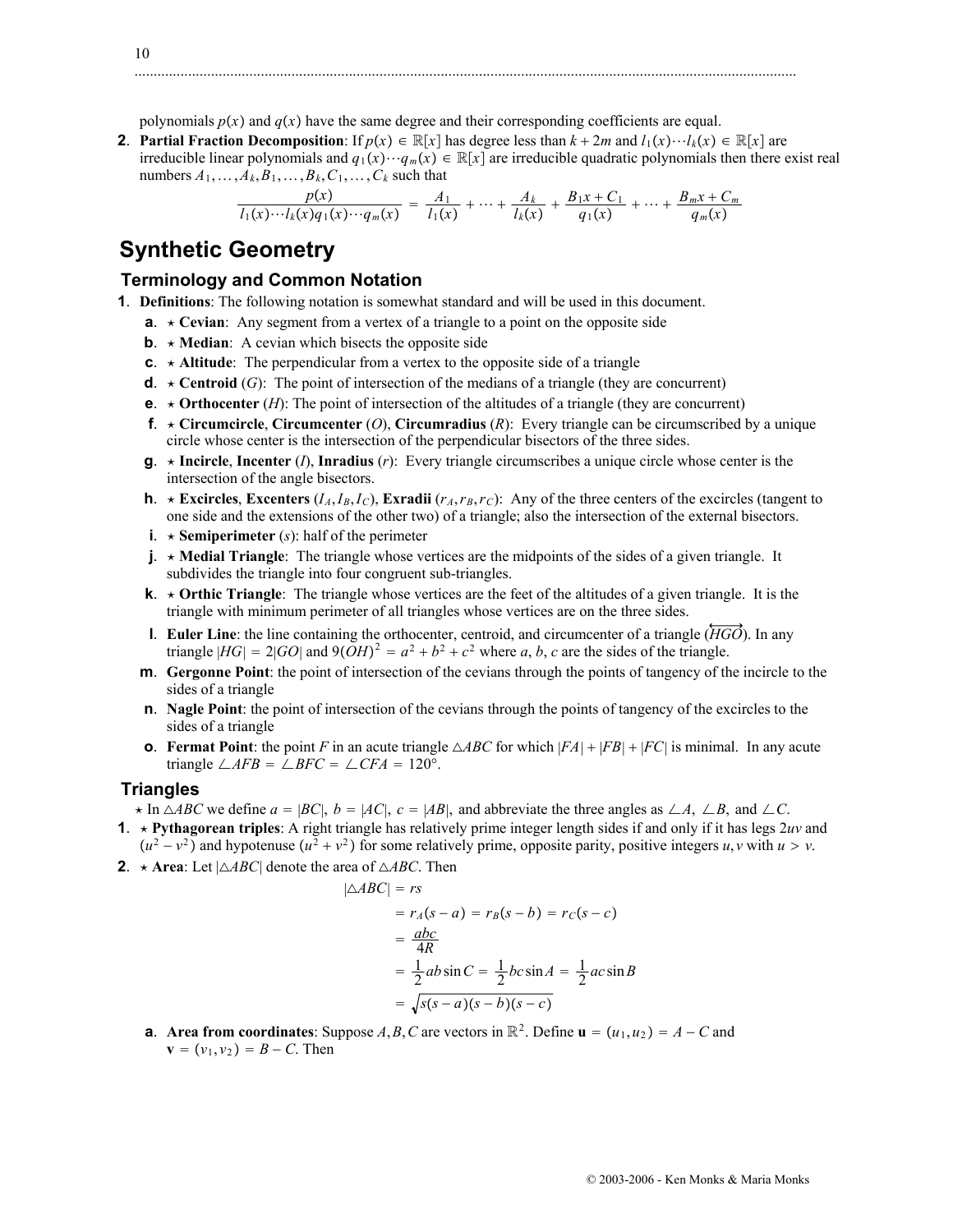polynomials $p(x)$ and $q(x)$ have the same degree and their corresponding coefficients are equal.

**2**. **Partial Fraction Decomposition**: If $p(x) \in \mathbb{R}[x]$ has degree less than $k + 2m$ and $l_1(x)\cdots l_k(x) \in \mathbb{R}[x]$ are irreducible linear polynomials and $q_1(x)\cdots q_m(x) \in \mathbb{R}[x]$ are irreducible quadratic polynomials then there exist real numbers $A_1, \ldots, A_k, B_1, \ldots, B_k, C_1, \ldots, C_k$ such that

$$\frac{p(x)}{l_1(x)\cdots l_k(x)q_1(x)\cdots q_m(x)} = \frac{A_1}{l_1(x)} + \cdots + \frac{A_k}{l_k(x)} + \frac{B_1x + C_1}{q_1(x)} + \cdots + \frac{B_mx + C_m}{q_m(x)}$$

# Synthetic Geometry

## Terminology and Common Notation

**1**. **Definitions**: The following notation is somewhat standard and will be used in this document.

- **a**. ⋆ **Cevian**: Any segment from a vertex of a triangle to a point on the opposite side
- **b**. ⋆ **Median**: A cevian which bisects the opposite side
- **c**. ⋆ **Altitude**: The perpendicular from a vertex to the opposite side of a triangle
- **d**. ⋆ **Centroid** ($G$): The point of intersection of the medians of a triangle (they are concurrent)
- **e**. ⋆ **Orthocenter** ($H$): The point of intersection of the altitudes of a triangle (they are concurrent)
- **f**. ⋆ **Circumcircle**, **Circumcenter** ($O$), **Circumradius** ($R$): Every triangle can be circumscribed by a unique circle whose center is the intersection of the perpendicular bisectors of the three sides.
- **g**. ⋆ **Incircle**, **Incenter** ($I$), **Inradius** ($r$): Every triangle circumscribes a unique circle whose center is the intersection of the angle bisectors.
- **h**. ⋆ **Excircles**, **Excenters** ($I_A, I_B, I_C$), **Exradii** ($r_A, r_B, r_C$): Any of the three centers of the excircles (tangent to one side and the extensions of the other two) of a triangle; also the intersection of the external bisectors.
- **i**. ⋆ **Semiperimeter** ($s$): half of the perimeter
- **j**. ⋆ **Medial Triangle**: The triangle whose vertices are the midpoints of the sides of a given triangle. It subdivides the triangle into four congruent sub-triangles.
- **k**. ⋆ **Orthic Triangle**: The triangle whose vertices are the feet of the altitudes of a given triangle. It is the triangle with minimum perimeter of all triangles whose vertices are on the three sides.
- **l**. **Euler Line**: the line containing the orthocenter, centroid, and circumcenter of a triangle ($\overleftrightarrow{HGO}$). In any triangle $|HG| = 2|GO|$ and $9(OH)^2 = a^2 + b^2 + c^2$ where $a$, $b$, $c$ are the sides of the triangle.
- **m**. **Gergonne Point**: the point of intersection of the cevians through the points of tangency of the incircle to the sides of a triangle
- **n**. **Nagle Point**: the point of intersection of the cevians through the points of tangency of the excircles to the sides of a triangle
- **o**. **Fermat Point**: the point $F$ in an acute triangle $\triangle ABC$ for which $|FA| + |FB| + |FC|$ is minimal. In any acute triangle $\angle AFB = \angle BFC = \angle CFA = 120°$.

## Triangles

⋆ In $\triangle ABC$ we define $a = |BC|$, $b = |AC|$, $c = |AB|$, and abbreviate the three angles as $\angle A$, $\angle B$, and $\angle C$.

**1**. ⋆ **Pythagorean triples**: A right triangle has relatively prime integer length sides if and only if it has legs $2uv$ and $(u^2 - v^2)$ and hypotenuse $(u^2 + v^2)$ for some relatively prime, opposite parity, positive integers $u, v$ with $u > v$.

**2**. ⋆ **Area**: Let $|\triangle ABC|$ denote the area of $\triangle ABC$. Then

$$\begin{aligned}
|\triangle ABC| &= rs \\
&= r_A(s-a) = r_B(s-b) = r_C(s-c) \\
&= \frac{abc}{4R} \\
&= \frac{1}{2}ab\sin C = \frac{1}{2}bc\sin A = \frac{1}{2}ac\sin B \\
&= \sqrt{s(s-a)(s-b)(s-c)}
\end{aligned}$$

- **a**. **Area from coordinates**: Suppose $A, B, C$ are vectors in $\mathbb{R}^2$. Define $\mathbf{u} = (u_1, u_2) = A - C$ and $\mathbf{v} = (v_1, v_2) = B - C$. Then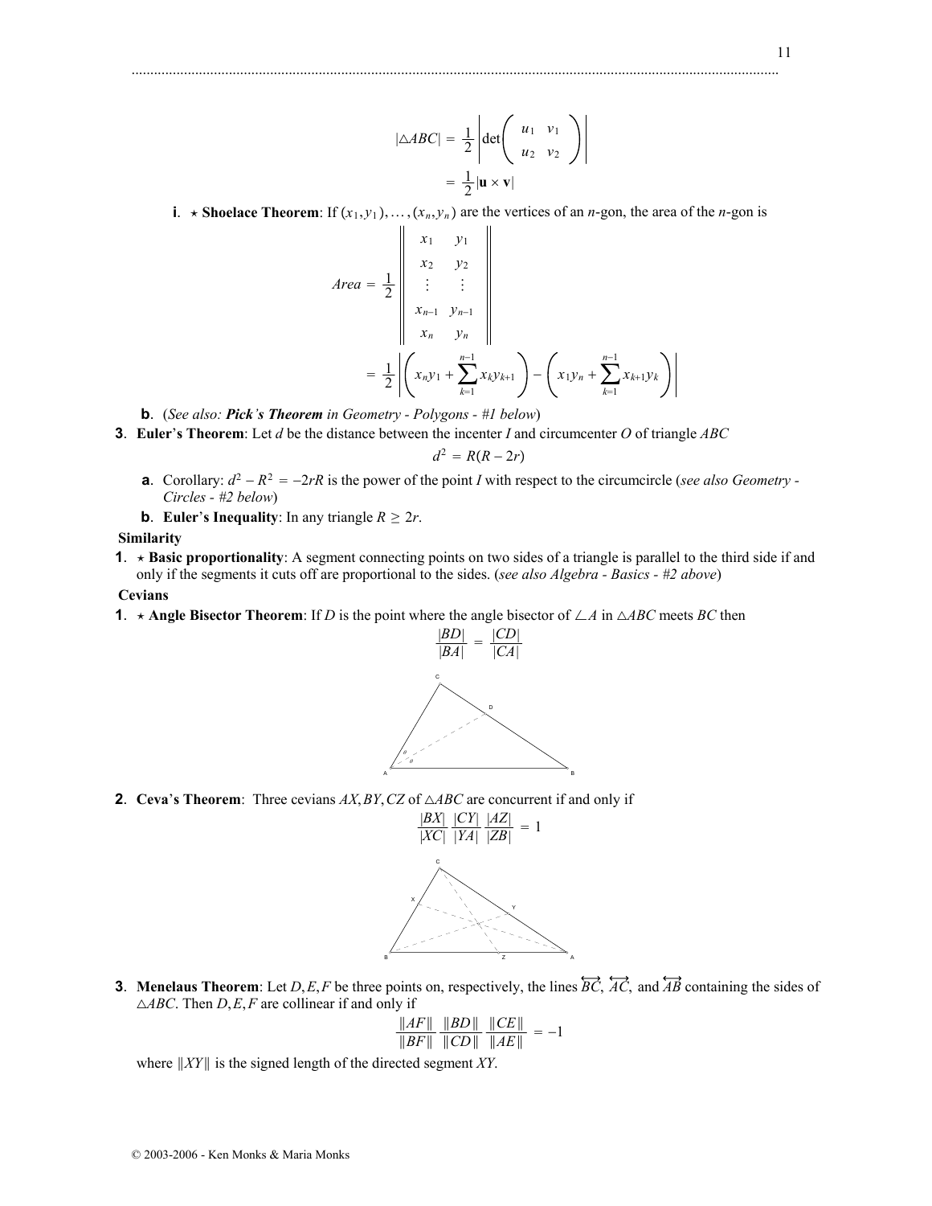$$|\triangle ABC| = \frac{1}{2}\left|\det\begin{pmatrix} u_1 & v_1 \\ u_2 & v_2 \end{pmatrix}\right|$$

$$= \frac{1}{2}|\mathbf{u} \times \mathbf{v}|$$

**i**. ⋆ **Shoelace Theorem**: If $(x_1, y_1), \ldots, (x_n, y_n)$ are the vertices of an $n$-gon, the area of the $n$-gon is

$$Area = \frac{1}{2}\left\|\begin{matrix} x_1 & y_1 \\ x_2 & y_2 \\ \vdots & \vdots \\ x_{n-1} & y_{n-1} \\ x_n & y_n \end{matrix}\right\|$$

$$= \frac{1}{2}\left|\left(x_n y_1 + \sum_{k=1}^{n-1} x_k y_{k+1}\right) - \left(x_1 y_n + \sum_{k=1}^{n-1} x_{k+1} y_k\right)\right|$$

**b**. (*See also: **Pick's Theorem** in Geometry - Polygons - #1 below*)

**3**. **Euler's Theorem**: Let $d$ be the distance between the incenter $I$ and circumcenter $O$ of triangle $ABC$

$$d^2 = R(R - 2r)$$

**a**. Corollary: $d^2 - R^2 = -2rR$ is the power of the point $I$ with respect to the circumcircle (*see also Geometry - Circles - #2 below*)

**b**. **Euler's Inequality**: In any triangle $R \geq 2r$.

**Similarity**

**1**. ⋆ **Basic proportionality**: A segment connecting points on two sides of a triangle is parallel to the third side if and only if the segments it cuts off are proportional to the sides. (*see also Algebra - Basics - #2 above*)

**Cevians**

**1**. ⋆ **Angle Bisector Theorem**: If $D$ is the point where the angle bisector of $\angle A$ in $\triangle ABC$ meets $BC$ then

$$\frac{|BD|}{|BA|} = \frac{|CD|}{|CA|}$$

**2**. **Ceva's Theorem**: Three cevians $AX, BY, CZ$ of $\triangle ABC$ are concurrent if and only if

$$\frac{|BX|}{|XC|}\frac{|CY|}{|YA|}\frac{|AZ|}{|ZB|} = 1$$

**3**. **Menelaus Theorem**: Let $D, E, F$ be three points on, respectively, the lines $\overleftrightarrow{BC}$, $\overleftrightarrow{AC}$, and $\overleftrightarrow{AB}$ containing the sides of $\triangle ABC$. Then $D, E, F$ are collinear if and only if

$$\frac{\|AF\|}{\|BF\|}\frac{\|BD\|}{\|CD\|}\frac{\|CE\|}{\|AE\|} = -1$$

where $\|XY\|$ is the signed length of the directed segment $XY$.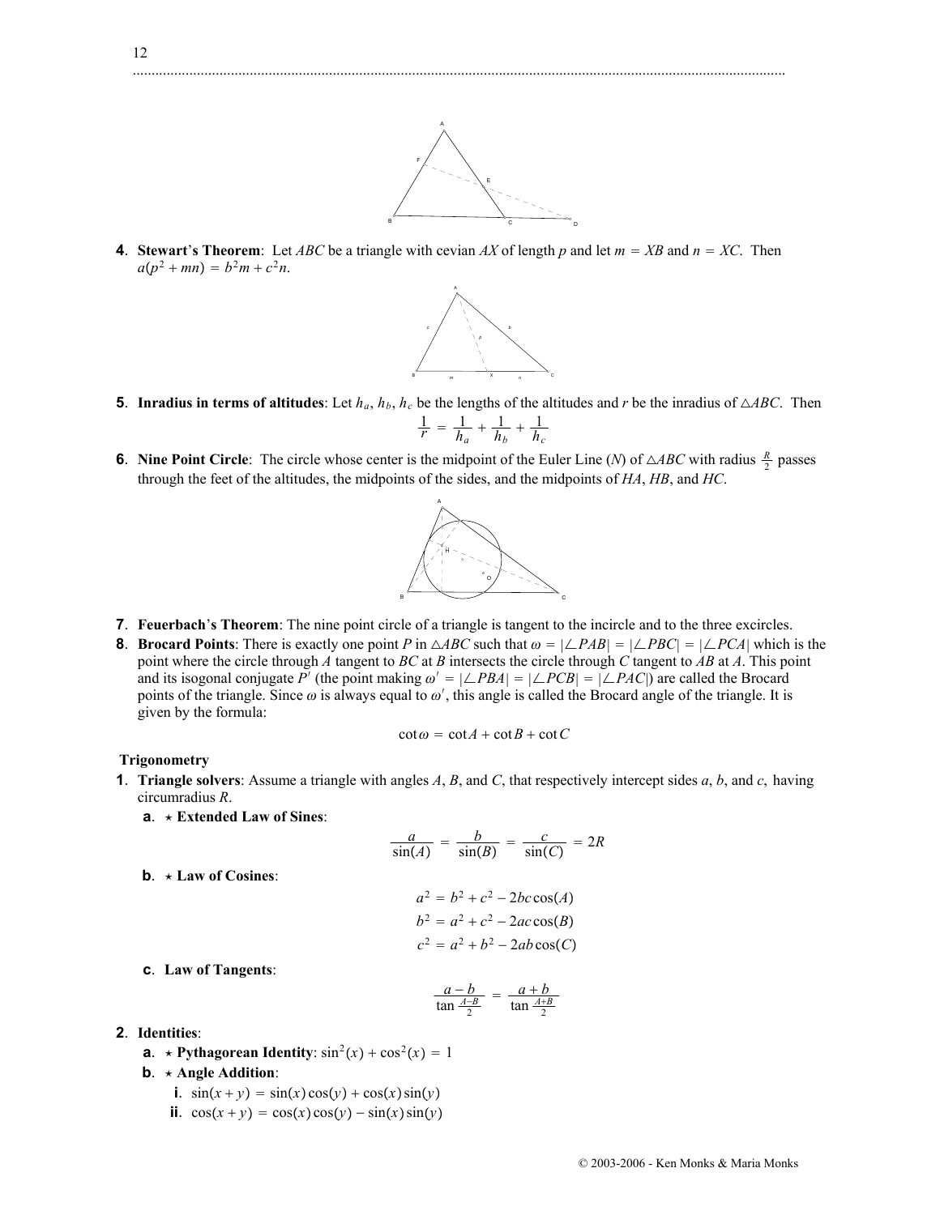4. **Stewart's Theorem**: Let $ABC$ be a triangle with cevian $AX$ of length $p$ and let $m = XB$ and $n = XC$. Then $a(p^2 + mn) = b^2m + c^2n$.

5. **Inradius in terms of altitudes**: Let $h_a$, $h_b$, $h_c$ be the lengths of the altitudes and $r$ be the inradius of $\triangle ABC$. Then

$$\frac{1}{r} = \frac{1}{h_a} + \frac{1}{h_b} + \frac{1}{h_c}$$

6. **Nine Point Circle**: The circle whose center is the midpoint of the Euler Line ($N$) of $\triangle ABC$ with radius $\frac{R}{2}$ passes through the feet of the altitudes, the midpoints of the sides, and the midpoints of $HA$, $HB$, and $HC$.

7. **Feuerbach's Theorem**: The nine point circle of a triangle is tangent to the incircle and to the three excircles.

8. **Brocard Points**: There is exactly one point $P$ in $\triangle ABC$ such that $\omega = |\angle PAB| = |\angle PBC| = |\angle PCA|$ which is the point where the circle through $A$ tangent to $BC$ at $B$ intersects the circle through $C$ tangent to $AB$ at $A$. This point and its isogonal conjugate $P'$ (the point making $\omega' = |\angle PBA| = |\angle PCB| = |\angle PAC|$) are called the Brocard points of the triangle. Since $\omega$ is always equal to $\omega'$, this angle is called the Brocard angle of the triangle. It is given by the formula:

$$\cot\omega = \cot A + \cot B + \cot C$$

**Trigonometry**

1. **Triangle solvers**: Assume a triangle with angles $A$, $B$, and $C$, that respectively intercept sides $a$, $b$, and $c$, having circumradius $R$.
   a. ⋆ **Extended Law of Sines**:

$$\frac{a}{\sin(A)} = \frac{b}{\sin(B)} = \frac{c}{\sin(C)} = 2R$$

   b. ⋆ **Law of Cosines**:

$$a^2 = b^2 + c^2 - 2bc\cos(A)$$
$$b^2 = a^2 + c^2 - 2ac\cos(B)$$
$$c^2 = a^2 + b^2 - 2ab\cos(C)$$

   c. **Law of Tangents**:

$$\frac{a-b}{\tan\frac{A-B}{2}} = \frac{a+b}{\tan\frac{A+B}{2}}$$

2. **Identities**:
   a. ⋆ **Pythagorean Identity**: $\sin^2(x) + \cos^2(x) = 1$
   b. ⋆ **Angle Addition**:
      i. $\sin(x+y) = \sin(x)\cos(y) + \cos(x)\sin(y)$
      ii. $\cos(x+y) = \cos(x)\cos(y) - \sin(x)\sin(y)$

© 2003-2006 - Ken Monks & Maria Monks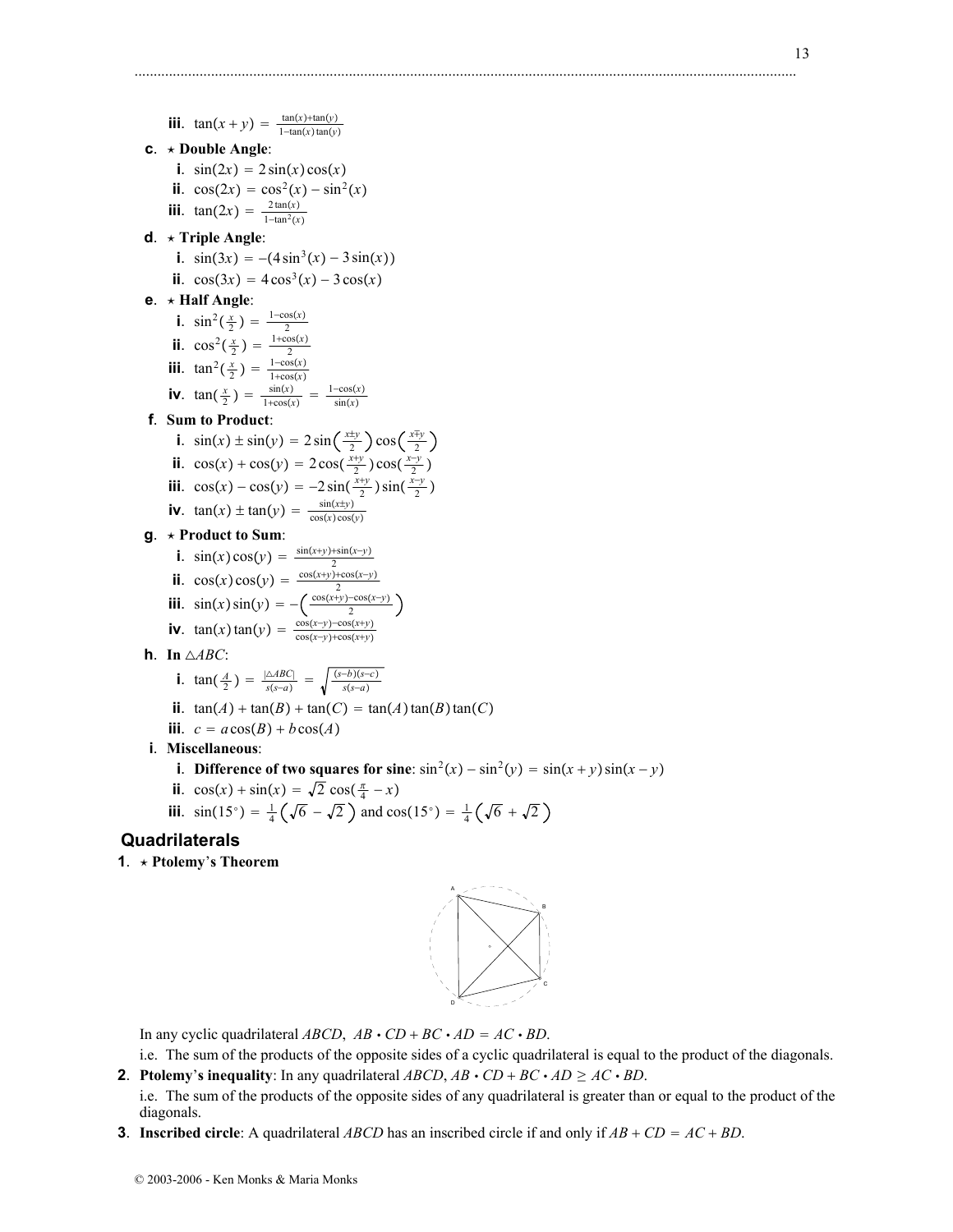iii. $\tan(x+y) = \frac{\tan(x)+\tan(y)}{1-\tan(x)\tan(y)}$

**c.** ⋆ **Double Angle**:

i. $\sin(2x) = 2\sin(x)\cos(x)$

ii. $\cos(2x) = \cos^2(x) - \sin^2(x)$

iii. $\tan(2x) = \frac{2\tan(x)}{1-\tan^2(x)}$

**d.** ⋆ **Triple Angle**:

i. $\sin(3x) = -(4\sin^3(x) - 3\sin(x))$

ii. $\cos(3x) = 4\cos^3(x) - 3\cos(x)$

**e.** ⋆ **Half Angle**:

i. $\sin^2(\frac{x}{2}) = \frac{1-\cos(x)}{2}$

ii. $\cos^2(\frac{x}{2}) = \frac{1+\cos(x)}{2}$

iii. $\tan^2(\frac{x}{2}) = \frac{1-\cos(x)}{1+\cos(x)}$

iv. $\tan(\frac{x}{2}) = \frac{\sin(x)}{1+\cos(x)} = \frac{1-\cos(x)}{\sin(x)}$

**f.** **Sum to Product**:

i. $\sin(x) \pm \sin(y) = 2\sin\left(\frac{x\pm y}{2}\right)\cos\left(\frac{x\mp y}{2}\right)$

ii. $\cos(x) + \cos(y) = 2\cos(\frac{x+y}{2})\cos(\frac{x-y}{2})$

iii. $\cos(x) - \cos(y) = -2\sin(\frac{x+y}{2})\sin(\frac{x-y}{2})$

iv. $\tan(x) \pm \tan(y) = \frac{\sin(x\pm y)}{\cos(x)\cos(y)}$

**g.** ⋆ **Product to Sum**:

i. $\sin(x)\cos(y) = \frac{\sin(x+y)+\sin(x-y)}{2}$

ii. $\cos(x)\cos(y) = \frac{\cos(x+y)+\cos(x-y)}{2}$

iii. $\sin(x)\sin(y) = -\left(\frac{\cos(x+y)-\cos(x-y)}{2}\right)$

iv. $\tan(x)\tan(y) = \frac{\cos(x-y)-\cos(x+y)}{\cos(x-y)+\cos(x+y)}$

**h.** **In** $\triangle ABC$:

i. $\tan(\frac{A}{2}) = \frac{|\triangle ABC|}{s(s-a)} = \sqrt{\frac{(s-b)(s-c)}{s(s-a)}}$

ii. $\tan(A) + \tan(B) + \tan(C) = \tan(A)\tan(B)\tan(C)$

iii. $c = a\cos(B) + b\cos(A)$

**i.** **Miscellaneous**:

i. **Difference of two squares for sine**: $\sin^2(x) - \sin^2(y) = \sin(x+y)\sin(x-y)$

ii. $\cos(x) + \sin(x) = \sqrt{2}\cos(\frac{\pi}{4} - x)$

iii. $\sin(15^\circ) = \frac{1}{4}\left(\sqrt{6} - \sqrt{2}\right)$ and $\cos(15^\circ) = \frac{1}{4}\left(\sqrt{6} + \sqrt{2}\right)$

## Quadrilaterals

**1.** ⋆ **Ptolemy's Theorem**

In any cyclic quadrilateral $ABCD$, $AB \cdot CD + BC \cdot AD = AC \cdot BD$.

i.e. The sum of the products of the opposite sides of a cyclic quadrilateral is equal to the product of the diagonals.

**2.** **Ptolemy's inequality**: In any quadrilateral $ABCD$, $AB \cdot CD + BC \cdot AD \geq AC \cdot BD$.

i.e. The sum of the products of the opposite sides of any quadrilateral is greater than or equal to the product of the diagonals.

**3.** **Inscribed circle**: A quadrilateral $ABCD$ has an inscribed circle if and only if $AB + CD = AC + BD$.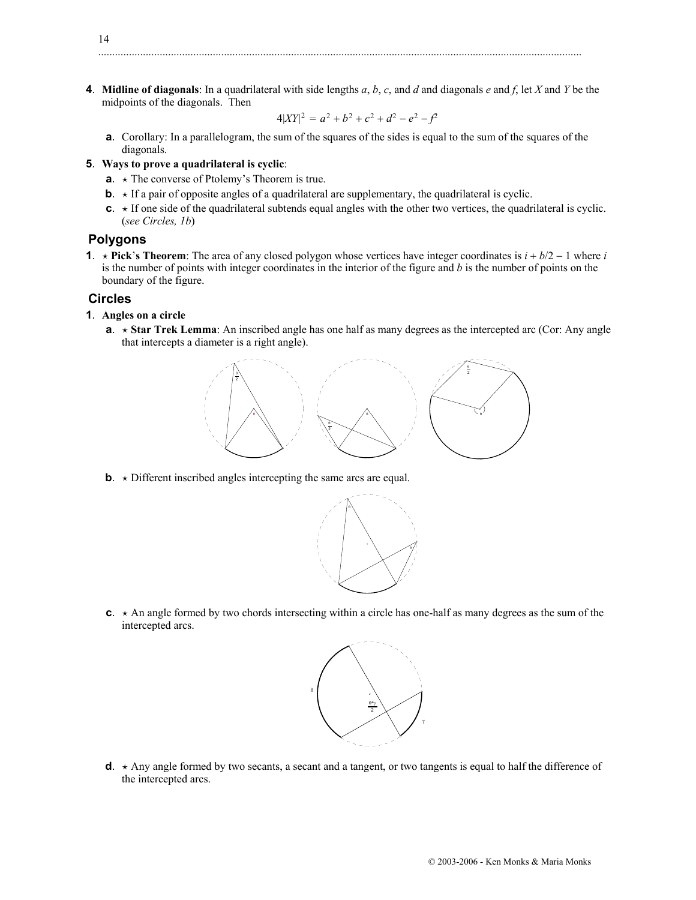**4**. **Midline of diagonals**: In a quadrilateral with side lengths $a$, $b$, $c$, and $d$ and diagonals $e$ and $f$, let $X$ and $Y$ be the midpoints of the diagonals. Then

$$4|XY|^2 = a^2 + b^2 + c^2 + d^2 - e^2 - f^2$$

- **a**. Corollary: In a parallelogram, the sum of the squares of the sides is equal to the sum of the squares of the diagonals.

**5**. **Ways to prove a quadrilateral is cyclic**:

- **a**. ⋆ The converse of Ptolemy's Theorem is true.
- **b**. ⋆ If a pair of opposite angles of a quadrilateral are supplementary, the quadrilateral is cyclic.
- **c**. ⋆ If one side of the quadrilateral subtends equal angles with the other two vertices, the quadrilateral is cyclic. (*see Circles, 1b*)

## Polygons

**1**. ⋆ **Pick's Theorem**: The area of any closed polygon whose vertices have integer coordinates is $i + b/2 - 1$ where $i$ is the number of points with integer coordinates in the interior of the figure and $b$ is the number of points on the boundary of the figure.

## Circles

**1**. **Angles on a circle**

- **a**. ⋆ **Star Trek Lemma**: An inscribed angle has one half as many degrees as the intercepted arc (Cor: Any angle that intercepts a diameter is a right angle).

- **b**. ⋆ Different inscribed angles intercepting the same arcs are equal.

- **c**. ⋆ An angle formed by two chords intersecting within a circle has one-half as many degrees as the sum of the intercepted arcs.

- **d**. ⋆ Any angle formed by two secants, a secant and a tangent, or two tangents is equal to half the difference of the intercepted arcs.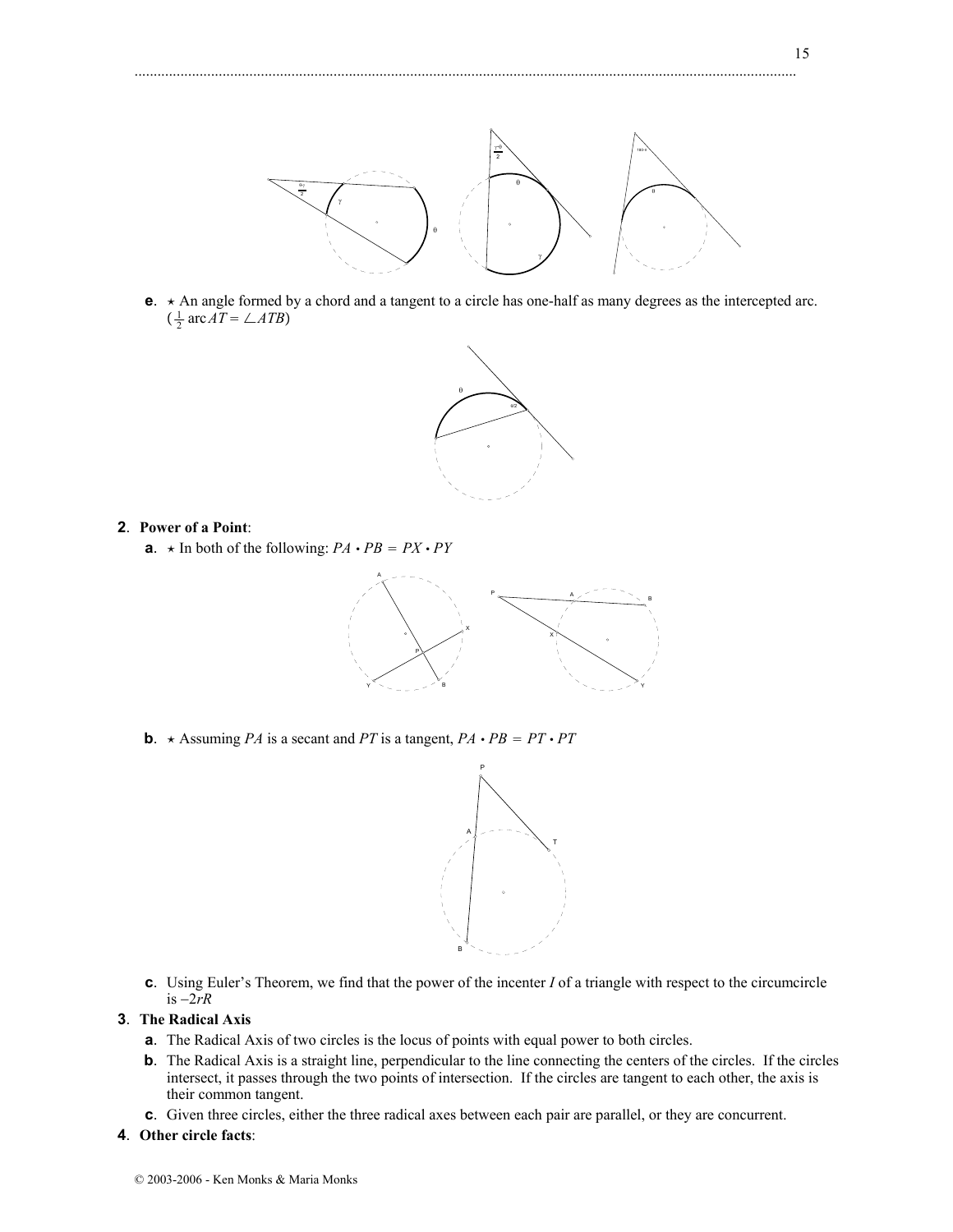**e**. ⋆ An angle formed by a chord and a tangent to a circle has one-half as many degrees as the intercepted arc. ($\frac{1}{2}$ arc $AT = \angle ATB$)

**2**. **Power of a Point**:

**a**. ⋆ In both of the following: $PA \cdot PB = PX \cdot PY$

**b**. ⋆ Assuming $PA$ is a secant and $PT$ is a tangent, $PA \cdot PB = PT \cdot PT$

**c**. Using Euler's Theorem, we find that the power of the incenter $I$ of a triangle with respect to the circumcircle is $-2rR$

**3**. **The Radical Axis**

**a**. The Radical Axis of two circles is the locus of points with equal power to both circles.

**b**. The Radical Axis is a straight line, perpendicular to the line connecting the centers of the circles. If the circles intersect, it passes through the two points of intersection. If the circles are tangent to each other, the axis is their common tangent.

**c**. Given three circles, either the three radical axes between each pair are parallel, or they are concurrent.

**4**. **Other circle facts**: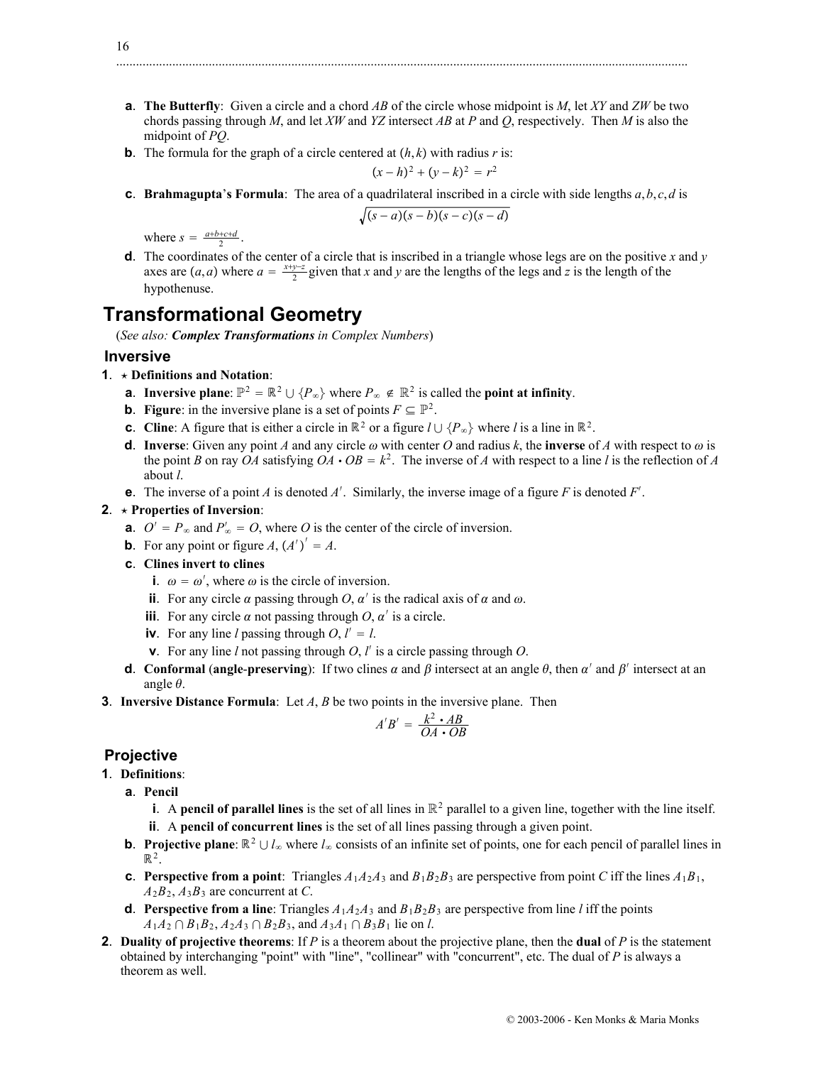**a**. **The Butterfly**: Given a circle and a chord $AB$ of the circle whose midpoint is $M$, let $XY$ and $ZW$ be two chords passing through $M$, and let $XW$ and $YZ$ intersect $AB$ at $P$ and $Q$, respectively. Then $M$ is also the midpoint of $PQ$.

**b**. The formula for the graph of a circle centered at $(h,k)$ with radius $r$ is:

$$(x-h)^2 + (y-k)^2 = r^2$$

**c**. **Brahmagupta's Formula**: The area of a quadrilateral inscribed in a circle with side lengths $a,b,c,d$ is

$$\sqrt{(s-a)(s-b)(s-c)(s-d)}$$

where $s = \frac{a+b+c+d}{2}$.

**d**. The coordinates of the center of a circle that is inscribed in a triangle whose legs are on the positive $x$ and $y$ axes are $(a,a)$ where $a = \frac{x+y-z}{2}$ given that $x$ and $y$ are the lengths of the legs and $z$ is the length of the hypothenuse.

# Transformational Geometry

(*See also: **Complex Transformations** in Complex Numbers*)

## Inversive

**1**. ⋆ **Definitions and Notation**:

- **a**. **Inversive plane**: $\mathbb{P}^2 = \mathbb{R}^2 \cup \{P_\infty\}$ where $P_\infty \notin \mathbb{R}^2$ is called the **point at infinity**.
- **b**. **Figure**: in the inversive plane is a set of points $F \subseteq \mathbb{P}^2$.
- **c**. **Cline**: A figure that is either a circle in $\mathbb{R}^2$ or a figure $l \cup \{P_\infty\}$ where $l$ is a line in $\mathbb{R}^2$.
- **d**. **Inverse**: Given any point $A$ and any circle $\omega$ with center $O$ and radius $k$, the **inverse** of $A$ with respect to $\omega$ is the point $B$ on ray $OA$ satisfying $OA \cdot OB = k^2$. The inverse of $A$ with respect to a line $l$ is the reflection of $A$ about $l$.
- **e**. The inverse of a point $A$ is denoted $A'$. Similarly, the inverse image of a figure $F$ is denoted $F'$.

**2**. ⋆ **Properties of Inversion**:

- **a**. $O' = P_\infty$ and $P'_\infty = O$, where $O$ is the center of the circle of inversion.
- **b**. For any point or figure $A$, $(A')' = A$.
- **c**. **Clines invert to clines**
  - **i**. $\omega = \omega'$, where $\omega$ is the circle of inversion.
  - **ii**. For any circle $\alpha$ passing through $O$, $\alpha'$ is the radical axis of $\alpha$ and $\omega$.
  - **iii**. For any circle $\alpha$ not passing through $O$, $\alpha'$ is a circle.
  - **iv**. For any line $l$ passing through $O$, $l' = l$.
  - **v**. For any line $l$ not passing through $O$, $l'$ is a circle passing through $O$.
- **d**. **Conformal** (**angle-preserving**): If two clines $\alpha$ and $\beta$ intersect at an angle $\theta$, then $\alpha'$ and $\beta'$ intersect at an angle $\theta$.

**3**. **Inversive Distance Formula**: Let $A$, $B$ be two points in the inversive plane. Then

$$A'B' = \frac{k^2 \cdot AB}{OA \cdot OB}$$

## Projective

**1**. **Definitions**:

- **a**. **Pencil**
  - **i**. A **pencil of parallel lines** is the set of all lines in $\mathbb{R}^2$ parallel to a given line, together with the line itself.
  - **ii**. A **pencil of concurrent lines** is the set of all lines passing through a given point.
- **b**. **Projective plane**: $\mathbb{R}^2 \cup l_\infty$ where $l_\infty$ consists of an infinite set of points, one for each pencil of parallel lines in $\mathbb{R}^2$.
- **c**. **Perspective from a point**: Triangles $A_1A_2A_3$ and $B_1B_2B_3$ are perspective from point $C$ iff the lines $A_1B_1$, $A_2B_2$, $A_3B_3$ are concurrent at $C$.
- **d**. **Perspective from a line**: Triangles $A_1A_2A_3$ and $B_1B_2B_3$ are perspective from line $l$ iff the points $A_1A_2 \cap B_1B_2$, $A_2A_3 \cap B_2B_3$, and $A_3A_1 \cap B_3B_1$ lie on $l$.

**2**. **Duality of projective theorems**: If $P$ is a theorem about the projective plane, then the **dual** of $P$ is the statement obtained by interchanging "point" with "line", "collinear" with "concurrent", etc. The dual of $P$ is always a theorem as well.

© 2003-2006 - Ken Monks & Maria Monks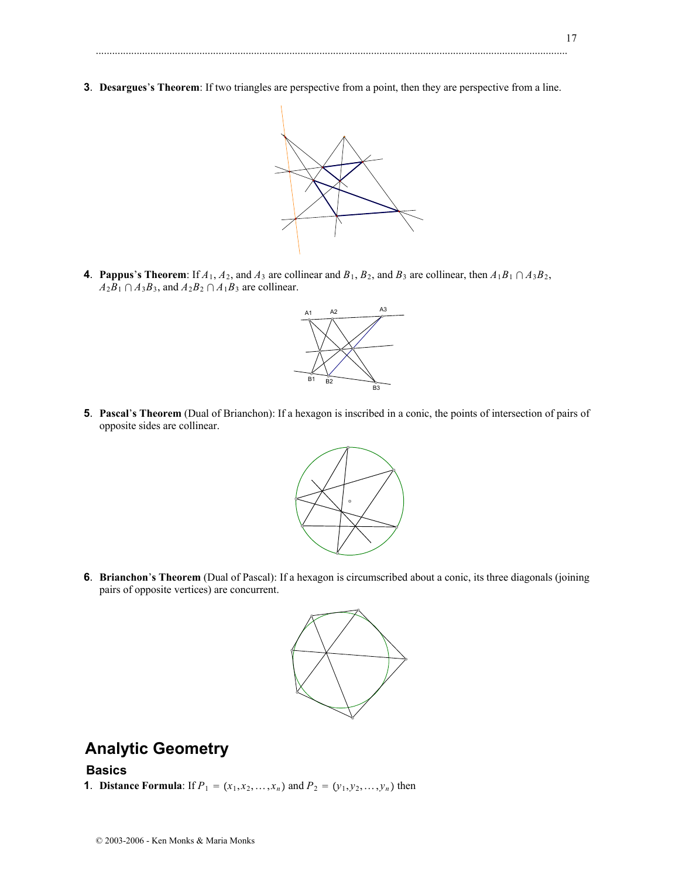3. **Desargues's Theorem**: If two triangles are perspective from a point, then they are perspective from a line.

4. **Pappus's Theorem**: If $A_1$, $A_2$, and $A_3$ are collinear and $B_1$, $B_2$, and $B_3$ are collinear, then $A_1B_1 \cap A_3B_2$, $A_2B_1 \cap A_3B_3$, and $A_2B_2 \cap A_1B_3$ are collinear.

5. **Pascal's Theorem** (Dual of Brianchon): If a hexagon is inscribed in a conic, the points of intersection of pairs of opposite sides are collinear.

6. **Brianchon's Theorem** (Dual of Pascal): If a hexagon is circumscribed about a conic, its three diagonals (joining pairs of opposite vertices) are concurrent.

# Analytic Geometry

## Basics

1. **Distance Formula**: If $P_1 = (x_1, x_2, \ldots, x_n)$ and $P_2 = (y_1, y_2, \ldots, y_n)$ then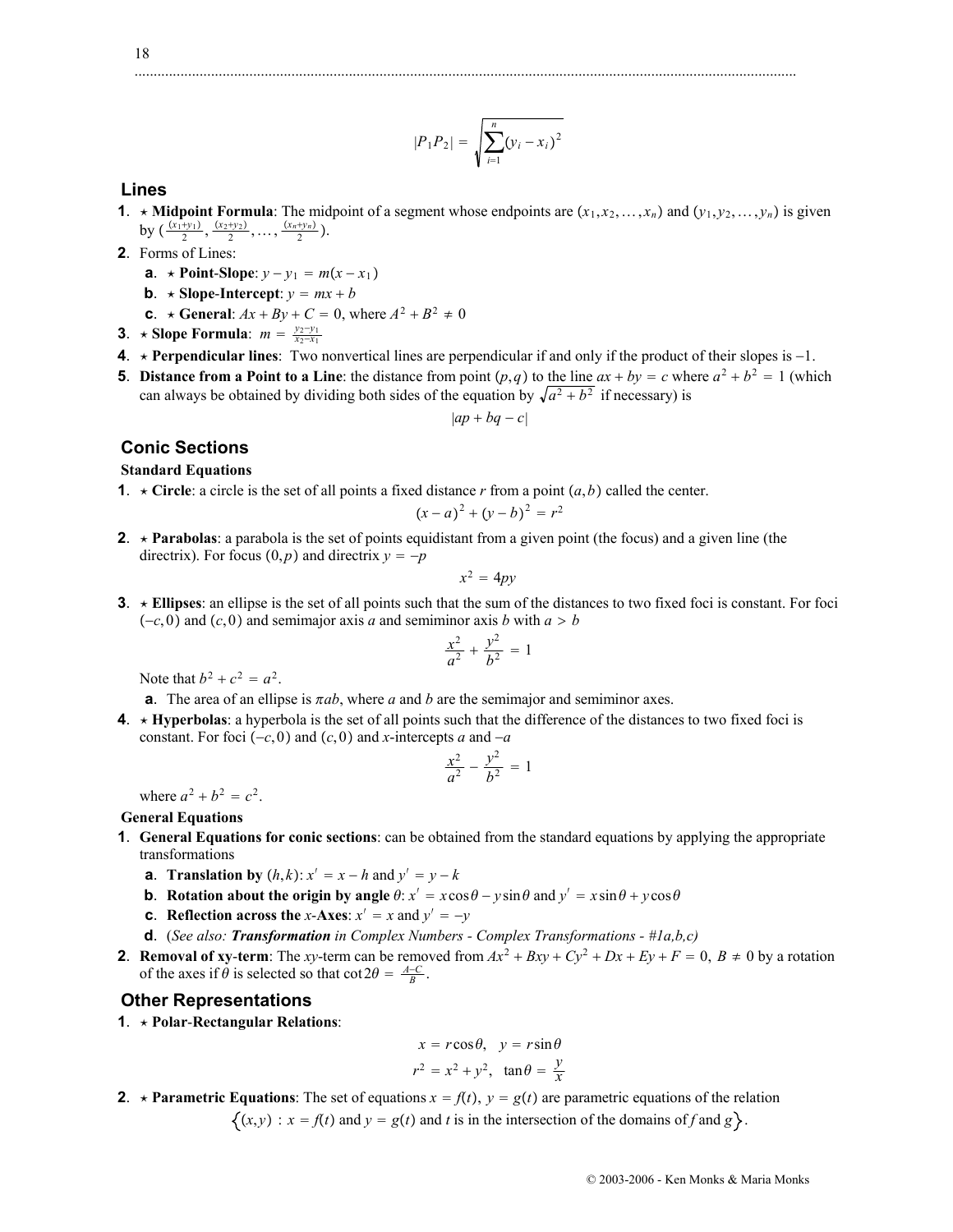$$|P_1P_2| = \sqrt{\sum_{i=1}^{n}(y_i - x_i)^2}$$

## Lines

1. ⋆ **Midpoint Formula**: The midpoint of a segment whose endpoints are $(x_1, x_2, \ldots, x_n)$ and $(y_1, y_2, \ldots, y_n)$ is given by $(\frac{(x_1+y_1)}{2}, \frac{(x_2+y_2)}{2}, \ldots, \frac{(x_n+y_n)}{2})$.
2. Forms of Lines:
   - **a**. ⋆ **Point-Slope**: $y - y_1 = m(x - x_1)$
   - **b**. ⋆ **Slope-Intercept**: $y = mx + b$
   - **c**. ⋆ **General**: $Ax + By + C = 0$, where $A^2 + B^2 \neq 0$
3. ⋆ **Slope Formula**: $m = \frac{y_2 - y_1}{x_2 - x_1}$
4. ⋆ **Perpendicular lines**: Two nonvertical lines are perpendicular if and only if the product of their slopes is $-1$.
5. **Distance from a Point to a Line**: the distance from point $(p, q)$ to the line $ax + by = c$ where $a^2 + b^2 = 1$ (which can always be obtained by dividing both sides of the equation by $\sqrt{a^2 + b^2}$ if necessary) is

$$|ap + bq - c|$$

## Conic Sections

### Standard Equations

1. ⋆ **Circle**: a circle is the set of all points a fixed distance $r$ from a point $(a, b)$ called the center.

$$(x - a)^2 + (y - b)^2 = r^2$$

2. ⋆ **Parabolas**: a parabola is the set of points equidistant from a given point (the focus) and a given line (the directrix). For focus $(0, p)$ and directrix $y = -p$

$$x^2 = 4py$$

3. ⋆ **Ellipses**: an ellipse is the set of all points such that the sum of the distances to two fixed foci is constant. For foci $(-c, 0)$ and $(c, 0)$ and semimajor axis $a$ and semiminor axis $b$ with $a > b$

$$\frac{x^2}{a^2} + \frac{y^2}{b^2} = 1$$

   Note that $b^2 + c^2 = a^2$.

   - **a**. The area of an ellipse is $\pi ab$, where $a$ and $b$ are the semimajor and semiminor axes.

4. ⋆ **Hyperbolas**: a hyperbola is the set of all points such that the difference of the distances to two fixed foci is constant. For foci $(-c, 0)$ and $(c, 0)$ and $x$-intercepts $a$ and $-a$

$$\frac{x^2}{a^2} - \frac{y^2}{b^2} = 1$$

   where $a^2 + b^2 = c^2$.

### General Equations

1. **General Equations for conic sections**: can be obtained from the standard equations by applying the appropriate transformations
   - **a**. **Translation by** $(h, k)$: $x' = x - h$ and $y' = y - k$
   - **b**. **Rotation about the origin by angle** $\theta$: $x' = x\cos\theta - y\sin\theta$ and $y' = x\sin\theta + y\cos\theta$
   - **c**. **Reflection across the** $x$-**Axes**: $x' = x$ and $y' = -y$
   - **d**. (*See also: **Transformation** in Complex Numbers - Complex Transformations - #1a,b,c)*
2. **Removal of xy-term**: The $xy$-term can be removed from $Ax^2 + Bxy + Cy^2 + Dx + Ey + F = 0,\ B \neq 0$ by a rotation of the axes if $\theta$ is selected so that $\cot 2\theta = \frac{A-C}{B}$.

## Other Representations

1. ⋆ **Polar-Rectangular Relations**:

$$x = r\cos\theta, \quad y = r\sin\theta$$

$$r^2 = x^2 + y^2, \quad \tan\theta = \frac{y}{x}$$

2. ⋆ **Parametric Equations**: The set of equations $x = f(t),\ y = g(t)$ are parametric equations of the relation

$$\{(x, y) : x = f(t) \text{ and } y = g(t) \text{ and } t \text{ is in the intersection of the domains of } f \text{ and } g\}.$$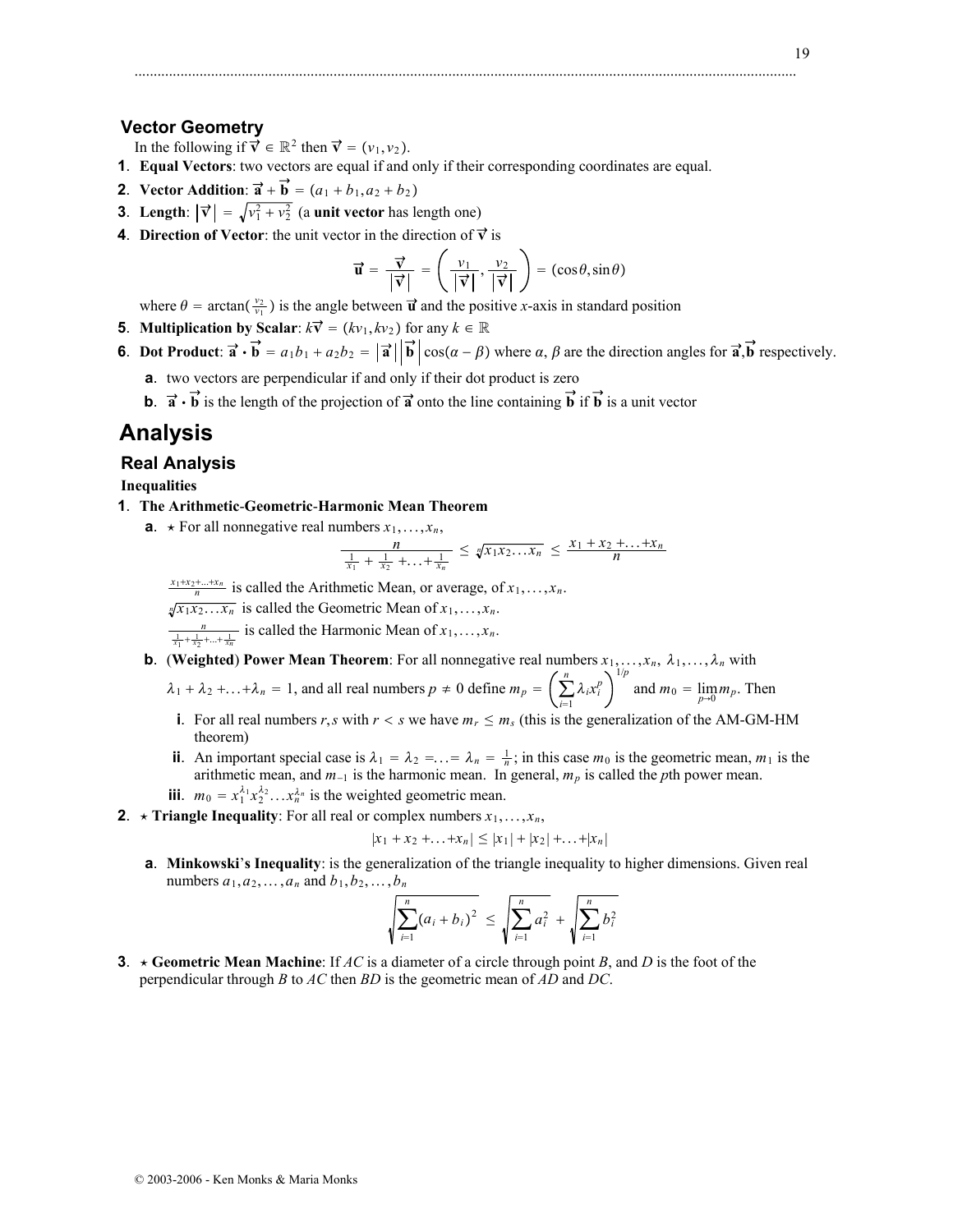## Vector Geometry

In the following if $\vec{v} \in \mathbb{R}^2$ then $\vec{v} = (v_1, v_2)$.

1. **Equal Vectors**: two vectors are equal if and only if their corresponding coordinates are equal.
2. **Vector Addition**: $\vec{a} + \vec{b} = (a_1 + b_1, a_2 + b_2)$
3. **Length**: $\left|\vec{v}\right| = \sqrt{v_1^2 + v_2^2}$ (a **unit vector** has length one)
4. **Direction of Vector**: the unit vector in the direction of $\vec{v}$ is

$$\vec{u} = \frac{\vec{v}}{\left|\vec{v}\right|} = \left( \frac{v_1}{\left|\vec{v}\right|}, \frac{v_2}{\left|\vec{v}\right|} \right) = (\cos\theta, \sin\theta)$$

   where $\theta = \arctan(\frac{v_2}{v_1})$ is the angle between $\vec{u}$ and the positive $x$-axis in standard position
5. **Multiplication by Scalar**: $k\vec{v} = (kv_1, kv_2)$ for any $k \in \mathbb{R}$
6. **Dot Product**: $\vec{a} \cdot \vec{b} = a_1b_1 + a_2b_2 = \left|\vec{a}\right|\left|\vec{b}\right|\cos(\alpha - \beta)$ where $\alpha, \beta$ are the direction angles for $\vec{a}, \vec{b}$ respectively.
   - **a**. two vectors are perpendicular if and only if their dot product is zero
   - **b**. $\vec{a} \cdot \vec{b}$ is the length of the projection of $\vec{a}$ onto the line containing $\vec{b}$ if $\vec{b}$ is a unit vector

# Analysis

## Real Analysis

**Inequalities**

1. **The Arithmetic-Geometric-Harmonic Mean Theorem**
   - **a**. ⋆ For all nonnegative real numbers $x_1, \ldots, x_n$,

$$\frac{n}{\frac{1}{x_1} + \frac{1}{x_2} + \ldots + \frac{1}{x_n}} \leq \sqrt[n]{x_1 x_2 \ldots x_n} \leq \frac{x_1 + x_2 + \ldots + x_n}{n}$$

     $\frac{x_1 + x_2 + \ldots + x_n}{n}$ is called the Arithmetic Mean, or average, of $x_1, \ldots, x_n$.

     $\sqrt[n]{x_1 x_2 \ldots x_n}$ is called the Geometric Mean of $x_1, \ldots, x_n$.

     $\frac{n}{\frac{1}{x_1} + \frac{1}{x_2} + \ldots + \frac{1}{x_n}}$ is called the Harmonic Mean of $x_1, \ldots, x_n$.

   - **b**. (**Weighted**) **Power Mean Theorem**: For all nonnegative real numbers $x_1, \ldots, x_n$, $\lambda_1, \ldots, \lambda_n$ with $\lambda_1 + \lambda_2 + \ldots + \lambda_n = 1$, and all real numbers $p \neq 0$ define $m_p = \left( \sum_{i=1}^{n} \lambda_i x_i^p \right)^{1/p}$ and $m_0 = \lim_{p \to 0} m_p$. Then
     - **i**. For all real numbers $r, s$ with $r < s$ we have $m_r \leq m_s$ (this is the generalization of the AM-GM-HM theorem)
     - **ii**. An important special case is $\lambda_1 = \lambda_2 = \ldots = \lambda_n = \frac{1}{n}$; in this case $m_0$ is the geometric mean, $m_1$ is the arithmetic mean, and $m_{-1}$ is the harmonic mean. In general, $m_p$ is called the $p$th power mean.
     - **iii**. $m_0 = x_1^{\lambda_1} x_2^{\lambda_2} \ldots x_n^{\lambda_n}$ is the weighted geometric mean.

2. ⋆ **Triangle Inequality**: For all real or complex numbers $x_1, \ldots, x_n$,

$$|x_1 + x_2 + \ldots + x_n| \leq |x_1| + |x_2| + \ldots + |x_n|$$

   - **a**. **Minkowski's Inequality**: is the generalization of the triangle inequality to higher dimensions. Given real numbers $a_1, a_2, \ldots, a_n$ and $b_1, b_2, \ldots, b_n$

$$\sqrt{\sum_{i=1}^{n} (a_i + b_i)^2} \leq \sqrt{\sum_{i=1}^{n} a_i^2} + \sqrt{\sum_{i=1}^{n} b_i^2}$$

3. ⋆ **Geometric Mean Machine**: If $AC$ is a diameter of a circle through point $B$, and $D$ is the foot of the perpendicular through $B$ to $AC$ then $BD$ is the geometric mean of $AD$ and $DC$.

© 2003-2006 - Ken Monks & Maria Monks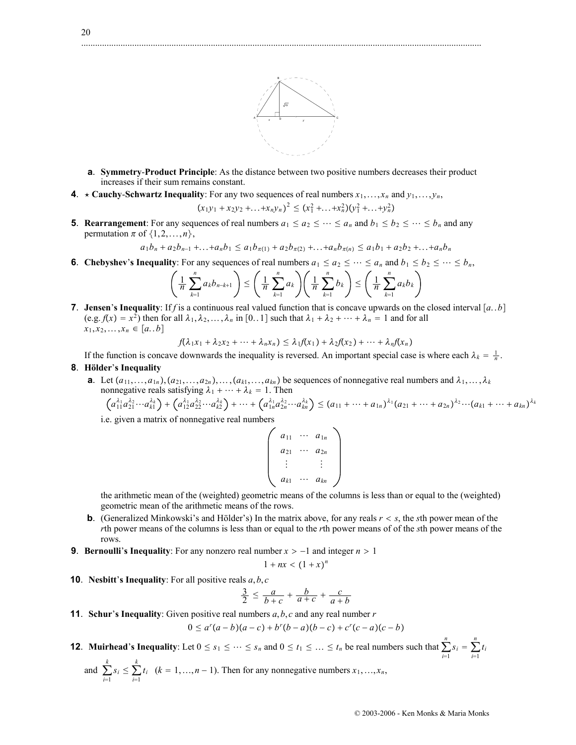**a**. **Symmetry-Product Principle**: As the distance between two positive numbers decreases their product increases if their sum remains constant.

**4**. ⋆ **Cauchy-Schwartz Inequality**: For any two sequences of real numbers $x_1, \ldots, x_n$ and $y_1, \ldots, y_n$,

$$(x_1y_1 + x_2y_2 + \ldots + x_ny_n)^2 \leq (x_1^2 + \ldots + x_n^2)(y_1^2 + \ldots + y_n^2)$$

**5**. **Rearrangement**: For any sequences of real numbers $a_1 \leq a_2 \leq \cdots \leq a_n$ and $b_1 \leq b_2 \leq \cdots \leq b_n$ and any permutation $\pi$ of $\{1, 2, \ldots, n\}$,

$$a_1b_n + a_2b_{n-1} + \ldots + a_nb_1 \leq a_1b_{\pi(1)} + a_2b_{\pi(2)} + \ldots + a_nb_{\pi(n)} \leq a_1b_1 + a_2b_2 + \ldots + a_nb_n$$

**6**. **Chebyshev's Inequality**: For any sequences of real numbers $a_1 \leq a_2 \leq \cdots \leq a_n$ and $b_1 \leq b_2 \leq \cdots \leq b_n$,

$$\left( \frac{1}{n} \sum_{k=1}^{n} a_k b_{n-k+1} \right) \leq \left( \frac{1}{n} \sum_{k=1}^{n} a_k \right) \left( \frac{1}{n} \sum_{k=1}^{n} b_k \right) \leq \left( \frac{1}{n} \sum_{k=1}^{n} a_k b_k \right)$$

**7**. **Jensen's Inequality**: If $f$ is a continuous real valued function that is concave upwards on the closed interval $[a..b]$ (e.g. $f(x) = x^2$) then for all $\lambda_1, \lambda_2, \ldots, \lambda_n$ in $[0..1]$ such that $\lambda_1 + \lambda_2 + \cdots + \lambda_n = 1$ and for all $x_1, x_2, \ldots, x_n \in [a..b]$

$$f(\lambda_1 x_1 + \lambda_2 x_2 + \cdots + \lambda_n x_n) \leq \lambda_1 f(x_1) + \lambda_2 f(x_2) + \cdots + \lambda_n f(x_n)$$

If the function is concave downwards the inequality is reversed. An important special case is where each $\lambda_k = \frac{1}{n}$.

**8**. **Hölder's Inequality**

**a**. Let $(a_{11}, \ldots, a_{1n}), (a_{21}, \ldots, a_{2n}), \ldots, (a_{k1}, \ldots, a_{kn})$ be sequences of nonnegative real numbers and $\lambda_1, \ldots, \lambda_k$ nonnegative reals satisfying $\lambda_1 + \cdots + \lambda_k = 1$. Then

$$\left(a_{11}^{\lambda_1} a_{21}^{\lambda_2} \cdots a_{k1}^{\lambda_k}\right) + \left(a_{12}^{\lambda_1} a_{22}^{\lambda_2} \cdots a_{k2}^{\lambda_k}\right) + \cdots + \left(a_{1n}^{\lambda_1} a_{2n}^{\lambda_2} \cdots a_{kn}^{\lambda_k}\right) \leq (a_{11} + \cdots + a_{1n})^{\lambda_1} (a_{21} + \cdots + a_{2n})^{\lambda_2} \cdots (a_{k1} + \cdots + a_{kn})^{\lambda_k}$$

i.e. given a matrix of nonnegative real numbers

$$\begin{pmatrix} a_{11} & \cdots & a_{1n} \\ a_{21} & \cdots & a_{2n} \\ \vdots & & \vdots \\ a_{k1} & \cdots & a_{kn} \end{pmatrix}$$

the arithmetic mean of the (weighted) geometric means of the columns is less than or equal to the (weighted) geometric mean of the arithmetic means of the rows.

**b**. (Generalized Minkowski's and Hölder's) In the matrix above, for any reals $r < s$, the $s$th power mean of the $r$th power means of the columns is less than or equal to the $r$th power means of of the $s$th power means of the rows.

**9**. **Bernoulli's Inequality**: For any nonzero real number $x > -1$ and integer $n > 1$

$$1 + nx < (1 + x)^n$$

**10**. **Nesbitt's Inequality**: For all positive reals $a, b, c$

$$\frac{3}{2} \leq \frac{a}{b+c} + \frac{b}{a+c} + \frac{c}{a+b}$$

**11**. **Schur's Inequality**: Given positive real numbers $a, b, c$ and any real number $r$

$$0 \leq a^r(a-b)(a-c) + b^r(b-a)(b-c) + c^r(c-a)(c-b)$$

**12**. **Muirhead's Inequality**: Let $0 \leq s_1 \leq \cdots \leq s_n$ and $0 \leq t_1 \leq \ldots \leq t_n$ be real numbers such that $\sum_{i=1}^{n} s_i = \sum_{i=1}^{n} t_i$ and $\sum_{i=1}^{k} s_i \leq \sum_{i=1}^{k} t_i$ $(k = 1, \ldots, n-1)$. Then for any nonnegative numbers $x_1, \ldots, x_n$,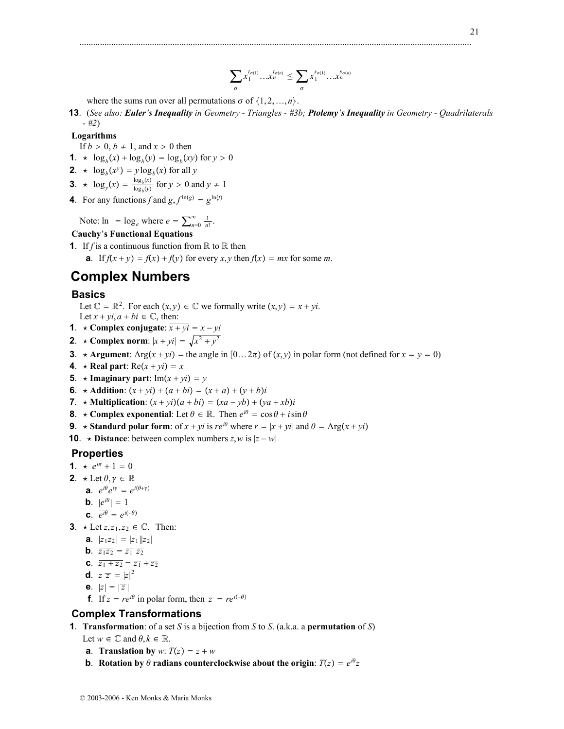$$\sum_{\sigma} x_1^{t_{\sigma(1)}} \ldots x_n^{t_{\sigma(n)}} \leq \sum_{\sigma} x_1^{s_{\sigma(1)}} \ldots x_n^{s_{\sigma(n)}}$$

where the sums run over all permutations $\sigma$ of $\{1, 2, \ldots, n\}$.

**13**. (*See also: **Euler's Inequality** in Geometry - Triangles - #3b; **Ptolemy's Inequality** in Geometry - Quadrilaterals - #2*)

**Logarithms**

If $b > 0$, $b \neq 1$, and $x > 0$ then

**1**. ⋆ $\log_b(x) + \log_b(y) = \log_b(xy)$ for $y > 0$

**2**. ⋆ $\log_b(x^y) = y\log_b(x)$ for all $y$

**3**. ⋆ $\log_y(x) = \frac{\log_b(x)}{\log_b(y)}$ for $y > 0$ and $y \neq 1$

**4**. For any functions $f$ and $g$, $f^{\ln(g)} = g^{\ln(f)}$

Note: $\ln = \log_e$ where $e = \sum_{n=0}^{\infty} \frac{1}{n!}$.

**Cauchy's Functional Equations**

**1**. If $f$ is a continuous function from $\mathbb{R}$ to $\mathbb{R}$ then

**a**. If $f(x+y) = f(x) + f(y)$ for every $x, y$ then $f(x) = mx$ for some $m$.

# Complex Numbers

## Basics

Let $\mathbb{C} = \mathbb{R}^2$. For each $(x,y) \in \mathbb{C}$ we formally write $(x,y) = x + yi$.
Let $x + yi, a + bi \in \mathbb{C}$, then:

**1**. ⋆ **Complex conjugate**: $\overline{x+yi} = x - yi$

**2**. ⋆ **Complex norm**: $|x + yi| = \sqrt{x^2 + y^2}$

**3**. ⋆ **Argument**: $\text{Arg}(x + yi) =$ the angle in $[0 \ldots 2\pi)$ of $(x,y)$ in polar form (not defined for $x = y = 0$)

**4**. ⋆ **Real part**: $\text{Re}(x + yi) = x$

**5**. ⋆ **Imaginary part**: $\text{Im}(x + yi) = y$

**6**. ⋆ **Addition**: $(x + yi) + (a + bi) = (x + a) + (y + b)i$

**7**. ⋆ **Multiplication**: $(x + yi)(a + bi) = (xa - yb) + (ya + xb)i$

**8**. ⋆ **Complex exponential**: Let $\theta \in \mathbb{R}$. Then $e^{i\theta} = \cos\theta + i\sin\theta$

**9**. ⋆ **Standard polar form**: of $x + yi$ is $re^{i\theta}$ where $r = |x + yi|$ and $\theta = \text{Arg}(x + yi)$

**10**. ⋆ **Distance**: between complex numbers $z, w$ is $|z - w|$

## Properties

**1**. ⋆ $e^{i\pi} + 1 = 0$

**2**. ⋆ Let $\theta, \gamma \in \mathbb{R}$

**a**. $e^{i\theta}e^{i\gamma} = e^{i(\theta+\gamma)}$

**b**. $|e^{i\theta}| = 1$

**c**. $\overline{e^{i\theta}} = e^{i(-\theta)}$

**3**. ⋆ Let $z, z_1, z_2 \in \mathbb{C}$. Then:

**a**. $|z_1 z_2| = |z_1||z_2|$

**b**. $\overline{z_1 z_2} = \overline{z_1}\ \overline{z_2}$

**c**. $\overline{z_1 + z_2} = \overline{z_1} + \overline{z_2}$

**d**. $z\,\overline{z} = |z|^2$

**e**. $|z| = |\overline{z}|$

**f**. If $z = re^{i\theta}$ in polar form, then $\overline{z} = re^{i(-\theta)}$

## Complex Transformations

**1**. **Transformation**: of a set $S$ is a bijection from $S$ to $S$. (a.k.a. a **permutation** of $S$)

Let $w \in \mathbb{C}$ and $\theta, k \in \mathbb{R}$.

**a**. **Translation by** $w$: $T(z) = z + w$

**b**. **Rotation by** $\theta$ **radians counterclockwise about the origin**: $T(z) = e^{i\theta}z$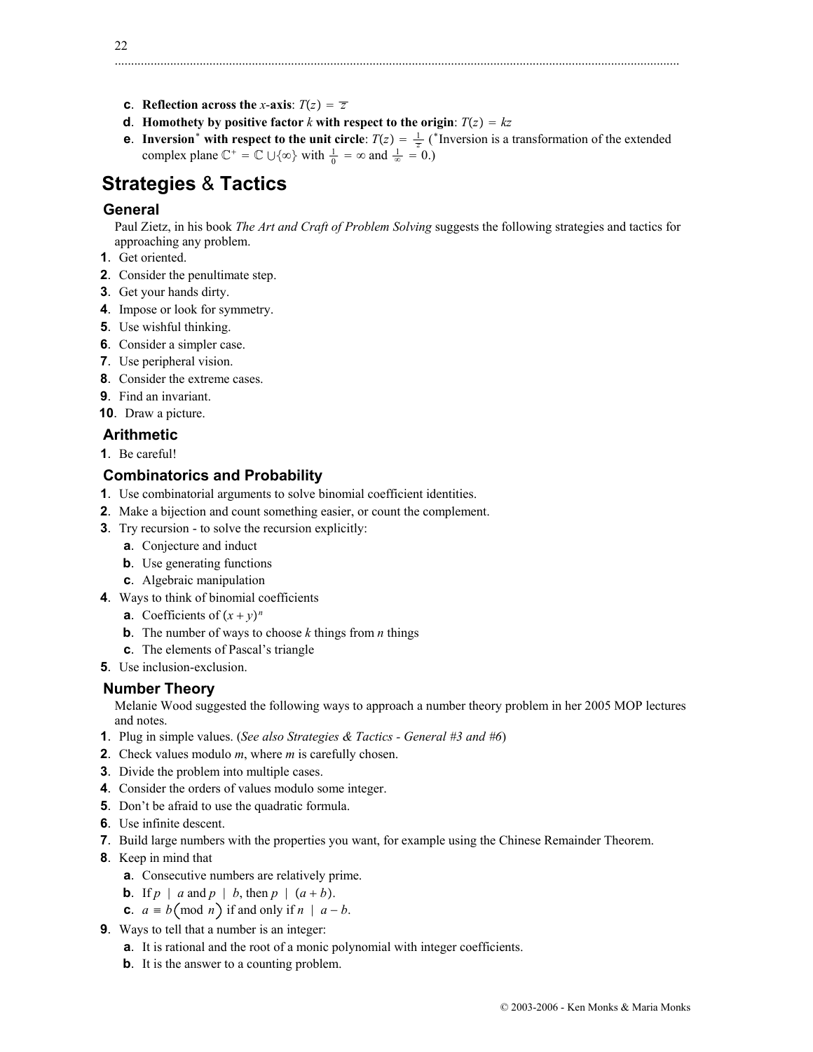**c**. **Reflection across the $x$-axis**: $T(z) = \overline{z}$

**d**. **Homothety by positive factor $k$ with respect to the origin**: $T(z) = kz$

**e**. **Inversion* with respect to the unit circle**: $T(z) = \frac{1}{\overline{z}}$ (*Inversion is a transformation of the extended complex plane $\mathbb{C}^+ = \mathbb{C} \cup \{\infty\}$ with $\frac{1}{0} = \infty$ and $\frac{1}{\infty} = 0$.)

# Strategies & Tactics

## General

Paul Zeitz, in his book *The Art and Craft of Problem Solving* suggests the following strategies and tactics for approaching any problem.

1. Get oriented.
2. Consider the penultimate step.
3. Get your hands dirty.
4. Impose or look for symmetry.
5. Use wishful thinking.
6. Consider a simpler case.
7. Use peripheral vision.
8. Consider the extreme cases.
9. Find an invariant.
10. Draw a picture.

## Arithmetic

1. Be careful!

## Combinatorics and Probability

1. Use combinatorial arguments to solve binomial coefficient identities.
2. Make a bijection and count something easier, or count the complement.
3. Try recursion - to solve the recursion explicitly:
   - **a**. Conjecture and induct
   - **b**. Use generating functions
   - **c**. Algebraic manipulation
4. Ways to think of binomial coefficients
   - **a**. Coefficients of $(x+y)^n$
   - **b**. The number of ways to choose $k$ things from $n$ things
   - **c**. The elements of Pascal's triangle
5. Use inclusion-exclusion.

## Number Theory

Melanie Wood suggested the following ways to approach a number theory problem in her 2005 MOP lectures and notes.

1. Plug in simple values. (*See also Strategies & Tactics - General #3 and #6*)
2. Check values modulo $m$, where $m$ is carefully chosen.
3. Divide the problem into multiple cases.
4. Consider the orders of values modulo some integer.
5. Don't be afraid to use the quadratic formula.
6. Use infinite descent.
7. Build large numbers with the properties you want, for example using the Chinese Remainder Theorem.
8. Keep in mind that
   - **a**. Consecutive numbers are relatively prime.
   - **b**. If $p \mid a$ and $p \mid b$, then $p \mid (a+b)$.
   - **c**. $a \equiv b \pmod{n}$ if and only if $n \mid a - b$.
9. Ways to tell that a number is an integer:
   - **a**. It is rational and the root of a monic polynomial with integer coefficients.
   - **b**. It is the answer to a counting problem.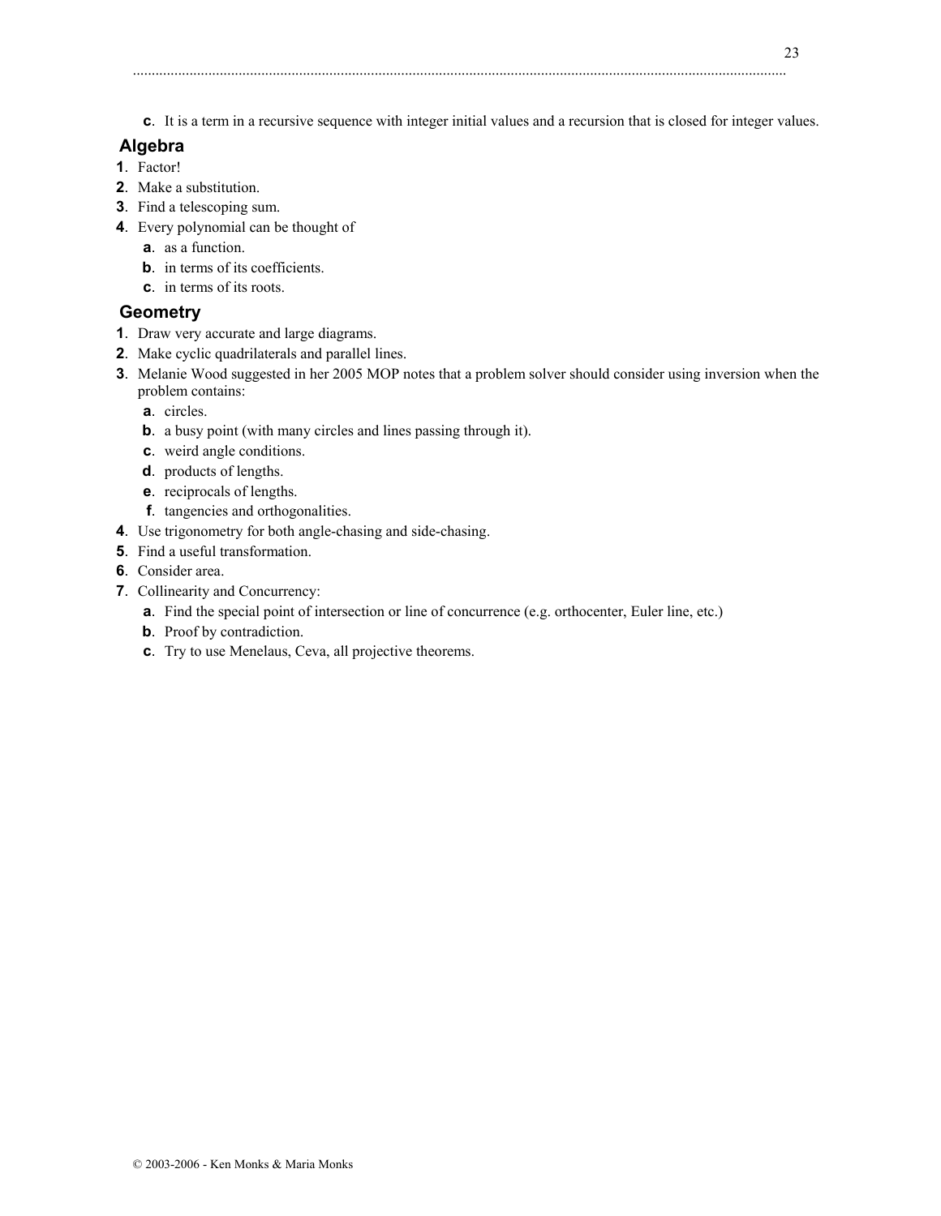c. It is a term in a recursive sequence with integer initial values and a recursion that is closed for integer values.

## Algebra

1. Factor!
2. Make a substitution.
3. Find a telescoping sum.
4. Every polynomial can be thought of
   a. as a function.
   b. in terms of its coefficients.
   c. in terms of its roots.

## Geometry

1. Draw very accurate and large diagrams.
2. Make cyclic quadrilaterals and parallel lines.
3. Melanie Wood suggested in her 2005 MOP notes that a problem solver should consider using inversion when the problem contains:
   a. circles.
   b. a busy point (with many circles and lines passing through it).
   c. weird angle conditions.
   d. products of lengths.
   e. reciprocals of lengths.
   f. tangencies and orthogonalities.
4. Use trigonometry for both angle-chasing and side-chasing.
5. Find a useful transformation.
6. Consider area.
7. Collinearity and Concurrency:
   a. Find the special point of intersection or line of concurrence (e.g. orthocenter, Euler line, etc.)
   b. Proof by contradiction.
   c. Try to use Menelaus, Ceva, all projective theorems.

© 2003-2006 - Ken Monks & Maria Monks